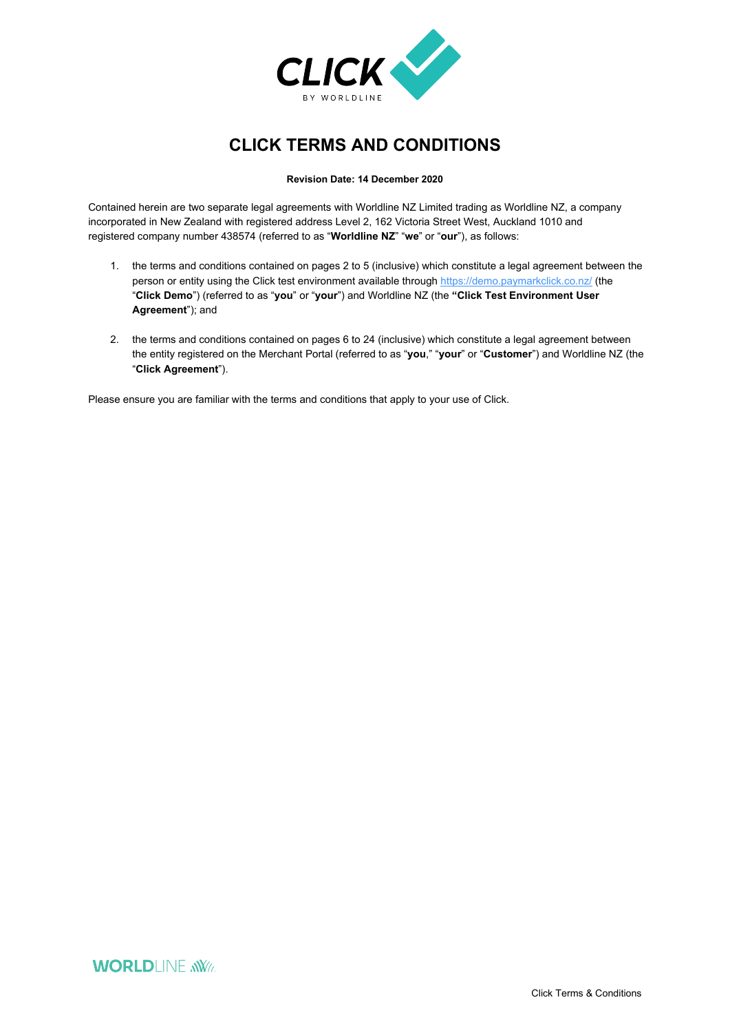# CLICK TERMS AND CONDITIONS

**Revision Date: 14 December 2020**

Contained herein are two separate legal agreements with Worldline NZ Limited trading as Worldline NZ, a company incorporated in New Zealand with registered address Level 2, 162 Victoria Street West, Auckland 1010 and registered company number 438574 (referred to as "**Worldline NZ**" "**we**" or "**our**"), as follows:

1. the terms and conditions contained on pages 2 to 5 (inclusive) which constitute a legal agreement between the person or entity using the Click test environment available through https://demo.paymarkclick.co.nz/ (the "**Click Demo**") (referred to as "**you**" or "**your**") and Worldline NZ (the **"Click Test Environment User Agreement**"); and

2. the terms and conditions contained on pages 6 to 24 (inclusive) which constitute a legal agreement between the entity registered on the Merchant Portal (referred to as "**you**," "**your**" or "**Customer**") and Worldline NZ (the "**Click Agreement**").

Please ensure you are familiar with the terms and conditions that apply to your use of Click.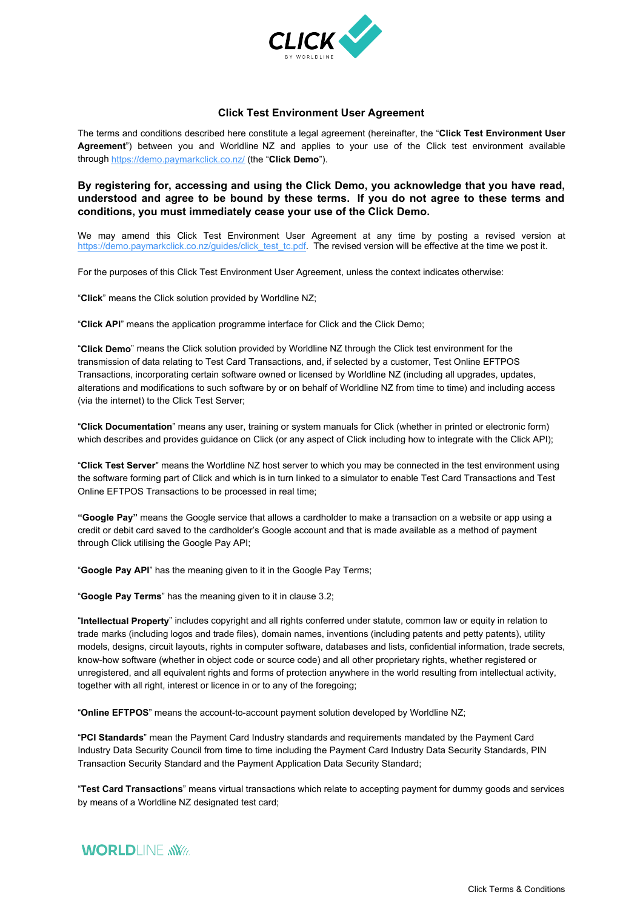## Click Test Environment User Agreement

The terms and conditions described here constitute a legal agreement (hereinafter, the "**Click Test Environment User Agreement**") between you and Worldline NZ and applies to your use of the Click test environment available through [https://demo.paymarkclick.co.nz/](https://demo.paymarkclick.co.nz/) (the "**Click Demo**").

**By registering for, accessing and using the Click Demo, you acknowledge that you have read, understood and agree to be bound by these terms. If you do not agree to these terms and conditions, you must immediately cease your use of the Click Demo.**

We may amend this Click Test Environment User Agreement at any time by posting a revised version at [https://demo.paymarkclick.co.nz/guides/click_test_tc.pdf](https://demo.paymarkclick.co.nz/guides/click_test_tc.pdf). The revised version will be effective at the time we post it.

For the purposes of this Click Test Environment User Agreement, unless the context indicates otherwise:

"**Click**" means the Click solution provided by Worldline NZ;

"**Click API**" means the application programme interface for Click and the Click Demo;

"**Click Demo**" means the Click solution provided by Worldline NZ through the Click test environment for the transmission of data relating to Test Card Transactions, and, if selected by a customer, Test Online EFTPOS Transactions, incorporating certain software owned or licensed by Worldline NZ (including all upgrades, updates, alterations and modifications to such software by or on behalf of Worldline NZ from time to time) and including access (via the internet) to the Click Test Server;

"**Click Documentation**" means any user, training or system manuals for Click (whether in printed or electronic form) which describes and provides guidance on Click (or any aspect of Click including how to integrate with the Click API);

"**Click Test Server**" means the Worldline NZ host server to which you may be connected in the test environment using the software forming part of Click and which is in turn linked to a simulator to enable Test Card Transactions and Test Online EFTPOS Transactions to be processed in real time;

**"Google Pay"** means the Google service that allows a cardholder to make a transaction on a website or app using a credit or debit card saved to the cardholder's Google account and that is made available as a method of payment through Click utilising the Google Pay API;

"**Google Pay API**" has the meaning given to it in the Google Pay Terms;

"**Google Pay Terms**" has the meaning given to it in clause 3.2;

"**Intellectual Property**" includes copyright and all rights conferred under statute, common law or equity in relation to trade marks (including logos and trade files), domain names, inventions (including patents and petty patents), utility models, designs, circuit layouts, rights in computer software, databases and lists, confidential information, trade secrets, know-how software (whether in object code or source code) and all other proprietary rights, whether registered or unregistered, and all equivalent rights and forms of protection anywhere in the world resulting from intellectual activity, together with all right, interest or licence in or to any of the foregoing;

"**Online EFTPOS**" means the account-to-account payment solution developed by Worldline NZ;

"**PCI Standards**" mean the Payment Card Industry standards and requirements mandated by the Payment Card Industry Data Security Council from time to time including the Payment Card Industry Data Security Standards, PIN Transaction Security Standard and the Payment Application Data Security Standard;

"**Test Card Transactions**" means virtual transactions which relate to accepting payment for dummy goods and services by means of a Worldline NZ designated test card;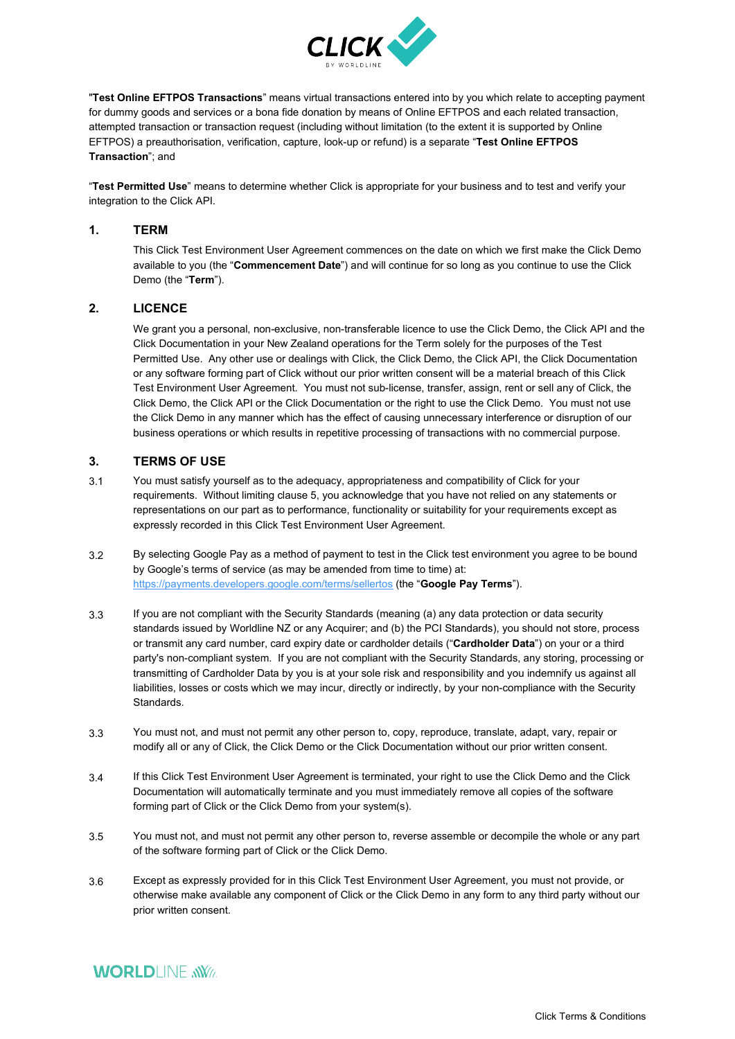"**Test Online EFTPOS Transactions**" means virtual transactions entered into by you which relate to accepting payment for dummy goods and services or a bona fide donation by means of Online EFTPOS and each related transaction, attempted transaction or transaction request (including without limitation (to the extent it is supported by Online EFTPOS) a preauthorisation, verification, capture, look-up or refund) is a separate "**Test Online EFTPOS Transaction**"; and

"**Test Permitted Use**" means to determine whether Click is appropriate for your business and to test and verify your integration to the Click API.

## 1. TERM

This Click Test Environment User Agreement commences on the date on which we first make the Click Demo available to you (the "**Commencement Date**") and will continue for so long as you continue to use the Click Demo (the "**Term**").

## 2. LICENCE

We grant you a personal, non-exclusive, non-transferable licence to use the Click Demo, the Click API and the Click Documentation in your New Zealand operations for the Term solely for the purposes of the Test Permitted Use. Any other use or dealings with Click, the Click Demo, the Click API, the Click Documentation or any software forming part of Click without our prior written consent will be a material breach of this Click Test Environment User Agreement. You must not sub-license, transfer, assign, rent or sell any of Click, the Click Demo, the Click API or the Click Documentation or the right to use the Click Demo. You must not use the Click Demo in any manner which has the effect of causing unnecessary interference or disruption of our business operations or which results in repetitive processing of transactions with no commercial purpose.

## 3. TERMS OF USE

3.1 You must satisfy yourself as to the adequacy, appropriateness and compatibility of Click for your requirements. Without limiting clause 5, you acknowledge that you have not relied on any statements or representations on our part as to performance, functionality or suitability for your requirements except as expressly recorded in this Click Test Environment User Agreement.

3.2 By selecting Google Pay as a method of payment to test in the Click test environment you agree to be bound by Google's terms of service (as may be amended from time to time) at: https://payments.developers.google.com/terms/sellertos (the "**Google Pay Terms**").

3.3 If you are not compliant with the Security Standards (meaning (a) any data protection or data security standards issued by Worldline NZ or any Acquirer; and (b) the PCI Standards), you should not store, process or transmit any card number, card expiry date or cardholder details ("**Cardholder Data**") on your or a third party's non-compliant system. If you are not compliant with the Security Standards, any storing, processing or transmitting of Cardholder Data by you is at your sole risk and responsibility and you indemnify us against all liabilities, losses or costs which we may incur, directly or indirectly, by your non-compliance with the Security Standards.

3.3 You must not, and must not permit any other person to, copy, reproduce, translate, adapt, vary, repair or modify all or any of Click, the Click Demo or the Click Documentation without our prior written consent.

3.4 If this Click Test Environment User Agreement is terminated, your right to use the Click Demo and the Click Documentation will automatically terminate and you must immediately remove all copies of the software forming part of Click or the Click Demo from your system(s).

3.5 You must not, and must not permit any other person to, reverse assemble or decompile the whole or any part of the software forming part of Click or the Click Demo.

3.6 Except as expressly provided for in this Click Test Environment User Agreement, you must not provide, or otherwise make available any component of Click or the Click Demo in any form to any third party without our prior written consent.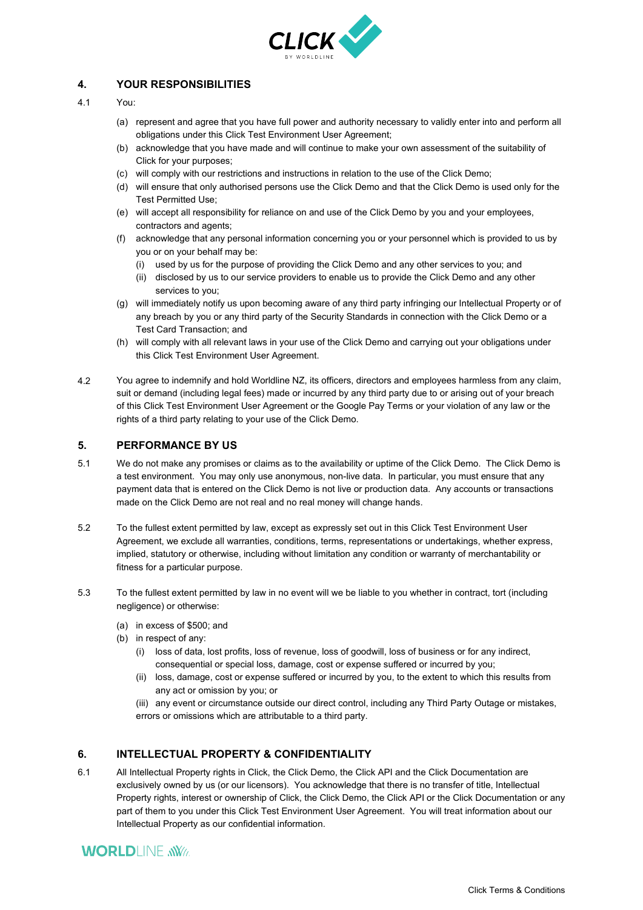## 4. YOUR RESPONSIBILITIES

4.1 You:

(a) represent and agree that you have full power and authority necessary to validly enter into and perform all obligations under this Click Test Environment User Agreement;

(b) acknowledge that you have made and will continue to make your own assessment of the suitability of Click for your purposes;

(c) will comply with our restrictions and instructions in relation to the use of the Click Demo;

(d) will ensure that only authorised persons use the Click Demo and that the Click Demo is used only for the Test Permitted Use;

(e) will accept all responsibility for reliance on and use of the Click Demo by you and your employees, contractors and agents;

(f) acknowledge that any personal information concerning you or your personnel which is provided to us by you or on your behalf may be:

   (i) used by us for the purpose of providing the Click Demo and any other services to you; and

   (ii) disclosed by us to our service providers to enable us to provide the Click Demo and any other services to you;

(g) will immediately notify us upon becoming aware of any third party infringing our Intellectual Property or of any breach by you or any third party of the Security Standards in connection with the Click Demo or a Test Card Transaction; and

(h) will comply with all relevant laws in your use of the Click Demo and carrying out your obligations under this Click Test Environment User Agreement.

4.2 You agree to indemnify and hold Worldline NZ, its officers, directors and employees harmless from any claim, suit or demand (including legal fees) made or incurred by any third party due to or arising out of your breach of this Click Test Environment User Agreement or the Google Pay Terms or your violation of any law or the rights of a third party relating to your use of the Click Demo.

## 5. PERFORMANCE BY US

5.1 We do not make any promises or claims as to the availability or uptime of the Click Demo. The Click Demo is a test environment. You may only use anonymous, non-live data. In particular, you must ensure that any payment data that is entered on the Click Demo is not live or production data. Any accounts or transactions made on the Click Demo are not real and no real money will change hands.

5.2 To the fullest extent permitted by law, except as expressly set out in this Click Test Environment User Agreement, we exclude all warranties, conditions, terms, representations or undertakings, whether express, implied, statutory or otherwise, including without limitation any condition or warranty of merchantability or fitness for a particular purpose.

5.3 To the fullest extent permitted by law in no event will we be liable to you whether in contract, tort (including negligence) or otherwise:

(a) in excess of $500; and

(b) in respect of any:

   (i) loss of data, lost profits, loss of revenue, loss of goodwill, loss of business or for any indirect, consequential or special loss, damage, cost or expense suffered or incurred by you;

   (ii) loss, damage, cost or expense suffered or incurred by you, to the extent to which this results from any act or omission by you; or

   (iii) any event or circumstance outside our direct control, including any Third Party Outage or mistakes, errors or omissions which are attributable to a third party.

## 6. INTELLECTUAL PROPERTY & CONFIDENTIALITY

6.1 All Intellectual Property rights in Click, the Click Demo, the Click API and the Click Documentation are exclusively owned by us (or our licensors). You acknowledge that there is no transfer of title, Intellectual Property rights, interest or ownership of Click, the Click Demo, the Click API or the Click Documentation or any part of them to you under this Click Test Environment User Agreement. You will treat information about our Intellectual Property as our confidential information.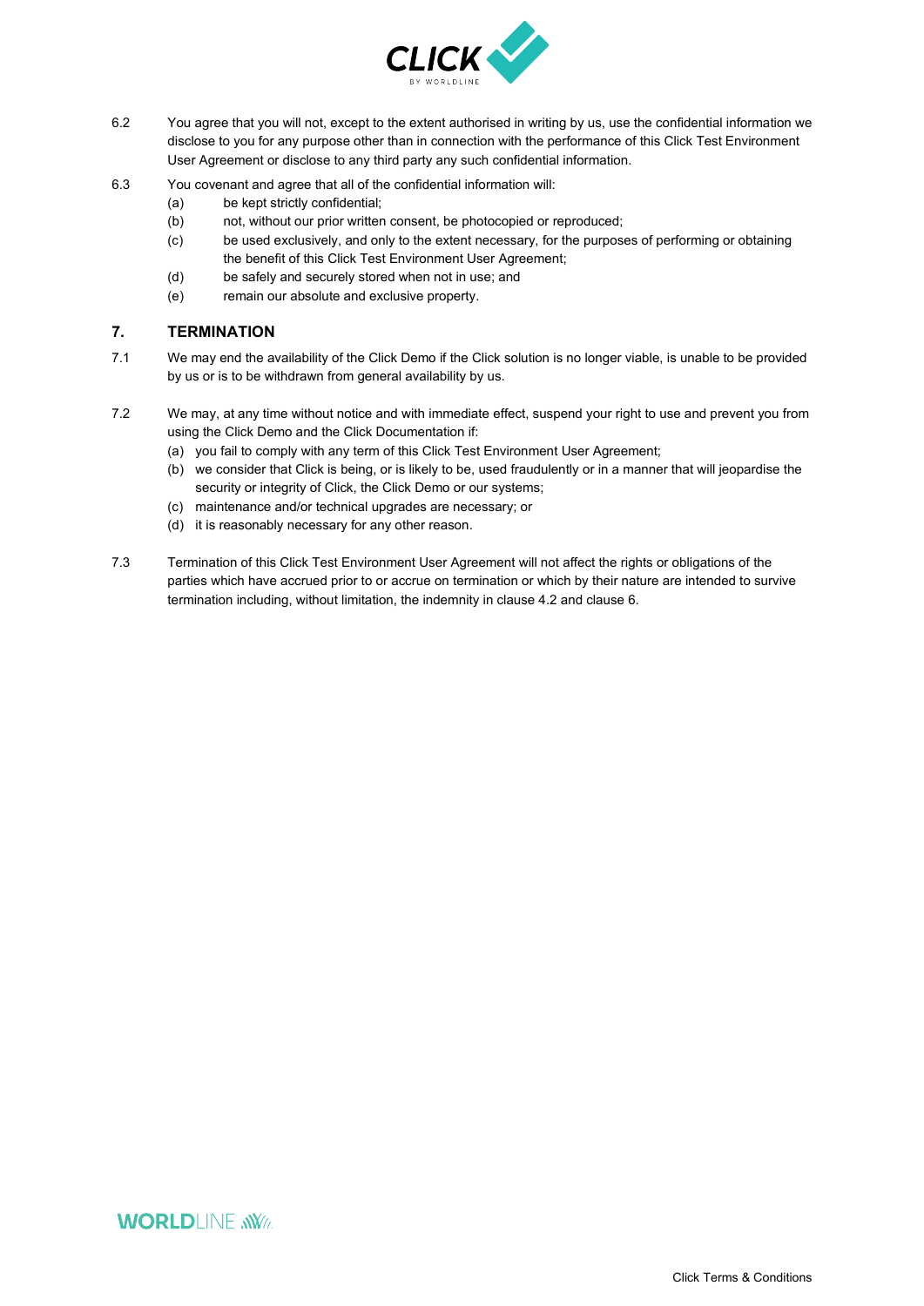6.2 You agree that you will not, except to the extent authorised in writing by us, use the confidential information we disclose to you for any purpose other than in connection with the performance of this Click Test Environment User Agreement or disclose to any third party any such confidential information.

6.3 You covenant and agree that all of the confidential information will:

(a) be kept strictly confidential;

(b) not, without our prior written consent, be photocopied or reproduced;

(c) be used exclusively, and only to the extent necessary, for the purposes of performing or obtaining the benefit of this Click Test Environment User Agreement;

(d) be safely and securely stored when not in use; and

(e) remain our absolute and exclusive property.

## 7. TERMINATION

7.1 We may end the availability of the Click Demo if the Click solution is no longer viable, is unable to be provided by us or is to be withdrawn from general availability by us.

7.2 We may, at any time without notice and with immediate effect, suspend your right to use and prevent you from using the Click Demo and the Click Documentation if:

(a) you fail to comply with any term of this Click Test Environment User Agreement;

(b) we consider that Click is being, or is likely to be, used fraudulently or in a manner that will jeopardise the security or integrity of Click, the Click Demo or our systems;

(c) maintenance and/or technical upgrades are necessary; or

(d) it is reasonably necessary for any other reason.

7.3 Termination of this Click Test Environment User Agreement will not affect the rights or obligations of the parties which have accrued prior to or accrue on termination or which by their nature are intended to survive termination including, without limitation, the indemnity in clause 4.2 and clause 6.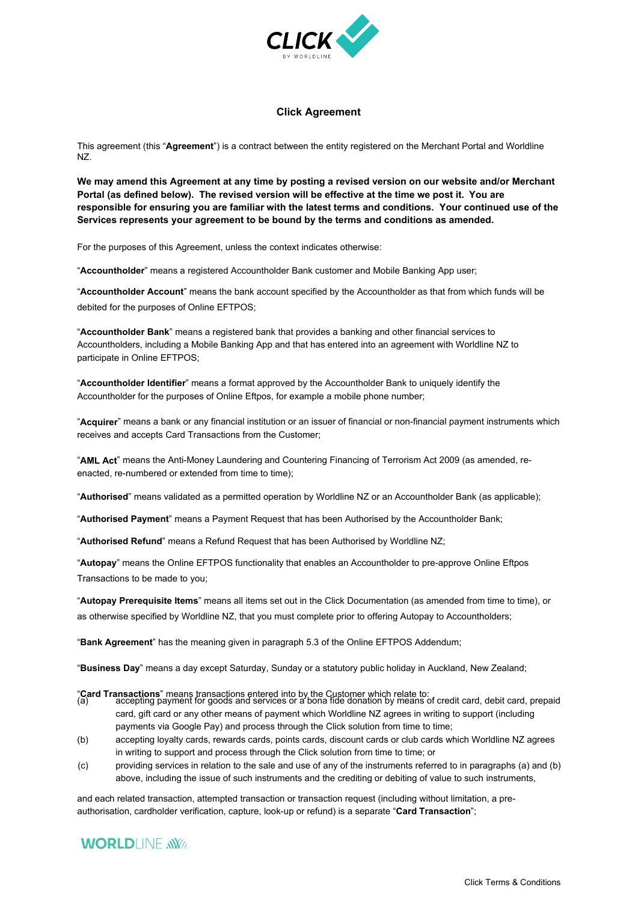# Click Agreement

This agreement (this "**Agreement**") is a contract between the entity registered on the Merchant Portal and Worldline NZ.

**We may amend this Agreement at any time by posting a revised version on our website and/or Merchant Portal (as defined below). The revised version will be effective at the time we post it. You are responsible for ensuring you are familiar with the latest terms and conditions. Your continued use of the Services represents your agreement to be bound by the terms and conditions as amended.**

For the purposes of this Agreement, unless the context indicates otherwise:

"**Accountholder**" means a registered Accountholder Bank customer and Mobile Banking App user;

"**Accountholder Account**" means the bank account specified by the Accountholder as that from which funds will be debited for the purposes of Online EFTPOS;

"**Accountholder Bank**" means a registered bank that provides a banking and other financial services to Accountholders, including a Mobile Banking App and that has entered into an agreement with Worldline NZ to participate in Online EFTPOS;

"**Accountholder Identifier**" means a format approved by the Accountholder Bank to uniquely identify the Accountholder for the purposes of Online Eftpos, for example a mobile phone number;

"**Acquirer**" means a bank or any financial institution or an issuer of financial or non-financial payment instruments which receives and accepts Card Transactions from the Customer;

"**AML Act**" means the Anti-Money Laundering and Countering Financing of Terrorism Act 2009 (as amended, re-enacted, re-numbered or extended from time to time);

"**Authorised**" means validated as a permitted operation by Worldline NZ or an Accountholder Bank (as applicable);

"**Authorised Payment**" means a Payment Request that has been Authorised by the Accountholder Bank;

"**Authorised Refund**" means a Refund Request that has been Authorised by Worldline NZ;

"**Autopay**" means the Online EFTPOS functionality that enables an Accountholder to pre-approve Online Eftpos Transactions to be made to you;

"**Autopay Prerequisite Items**" means all items set out in the Click Documentation (as amended from time to time), or as otherwise specified by Worldline NZ, that you must complete prior to offering Autopay to Accountholders;

"**Bank Agreement**" has the meaning given in paragraph 5.3 of the Online EFTPOS Addendum;

"**Business Day**" means a day except Saturday, Sunday or a statutory public holiday in Auckland, New Zealand;

"**Card Transactions**" means transactions entered into by the Customer which relate to:

(a) accepting payment for goods and services or a bona fide donation by means of credit card, debit card, prepaid card, gift card or any other means of payment which Worldline NZ agrees in writing to support (including payments via Google Pay) and process through the Click solution from time to time;

(b) accepting loyalty cards, rewards cards, points cards, discount cards or club cards which Worldline NZ agrees in writing to support and process through the Click solution from time to time; or

(c) providing services in relation to the sale and use of any of the instruments referred to in paragraphs (a) and (b) above, including the issue of such instruments and the crediting or debiting of value to such instruments,

and each related transaction, attempted transaction or transaction request (including without limitation, a pre-authorisation, cardholder verification, capture, look-up or refund) is a separate "**Card Transaction**";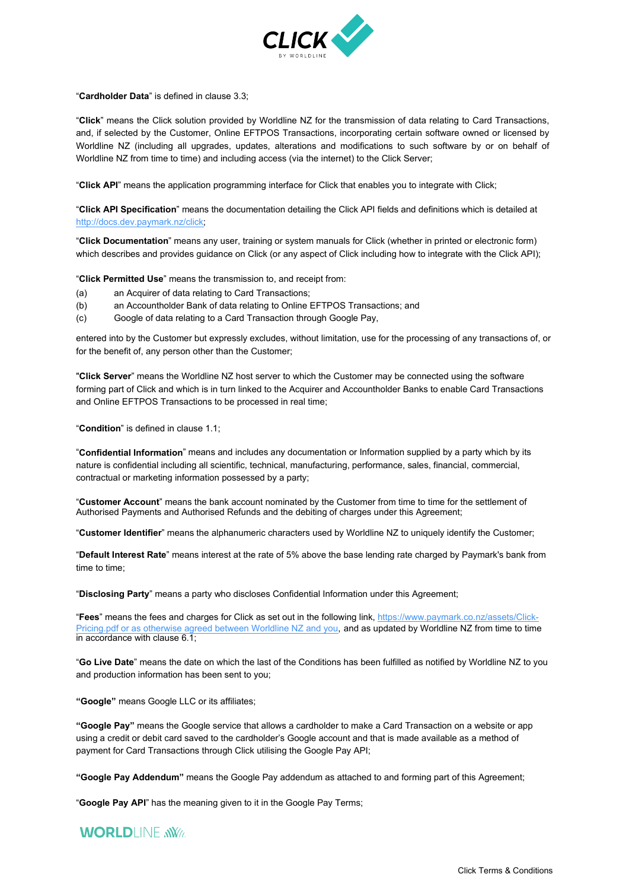"**Cardholder Data**" is defined in clause 3.3;

"**Click**" means the Click solution provided by Worldline NZ for the transmission of data relating to Card Transactions, and, if selected by the Customer, Online EFTPOS Transactions, incorporating certain software owned or licensed by Worldline NZ (including all upgrades, updates, alterations and modifications to such software by or on behalf of Worldline NZ from time to time) and including access (via the internet) to the Click Server;

"**Click API**" means the application programming interface for Click that enables you to integrate with Click;

"**Click API Specification**" means the documentation detailing the Click API fields and definitions which is detailed at http://docs.dev.paymark.nz/click;

"**Click Documentation**" means any user, training or system manuals for Click (whether in printed or electronic form) which describes and provides guidance on Click (or any aspect of Click including how to integrate with the Click API);

"**Click Permitted Use**" means the transmission to, and receipt from:

(a) an Acquirer of data relating to Card Transactions;

(b) an Accountholder Bank of data relating to Online EFTPOS Transactions; and

(c) Google of data relating to a Card Transaction through Google Pay,

entered into by the Customer but expressly excludes, without limitation, use for the processing of any transactions of, or for the benefit of, any person other than the Customer;

"**Click Server**" means the Worldline NZ host server to which the Customer may be connected using the software forming part of Click and which is in turn linked to the Acquirer and Accountholder Banks to enable Card Transactions and Online EFTPOS Transactions to be processed in real time;

"**Condition**" is defined in clause 1.1;

"**Confidential Information**" means and includes any documentation or Information supplied by a party which by its nature is confidential including all scientific, technical, manufacturing, performance, sales, financial, commercial, contractual or marketing information possessed by a party;

"**Customer Account**" means the bank account nominated by the Customer from time to time for the settlement of Authorised Payments and Authorised Refunds and the debiting of charges under this Agreement;

"**Customer Identifier**" means the alphanumeric characters used by Worldline NZ to uniquely identify the Customer;

"**Default Interest Rate**" means interest at the rate of 5% above the base lending rate charged by Paymark's bank from time to time;

"**Disclosing Party**" means a party who discloses Confidential Information under this Agreement;

"**Fees**" means the fees and charges for Click as set out in the following link, https://www.paymark.co.nz/assets/Click-Pricing.pdf or as otherwise agreed between Worldline NZ and you, and as updated by Worldline NZ from time to time in accordance with clause 6.1;

"**Go Live Date**" means the date on which the last of the Conditions has been fulfilled as notified by Worldline NZ to you and production information has been sent to you;

**"Google"** means Google LLC or its affiliates;

**"Google Pay"** means the Google service that allows a cardholder to make a Card Transaction on a website or app using a credit or debit card saved to the cardholder's Google account and that is made available as a method of payment for Card Transactions through Click utilising the Google Pay API;

**"Google Pay Addendum"** means the Google Pay addendum as attached to and forming part of this Agreement;

"**Google Pay API**" has the meaning given to it in the Google Pay Terms;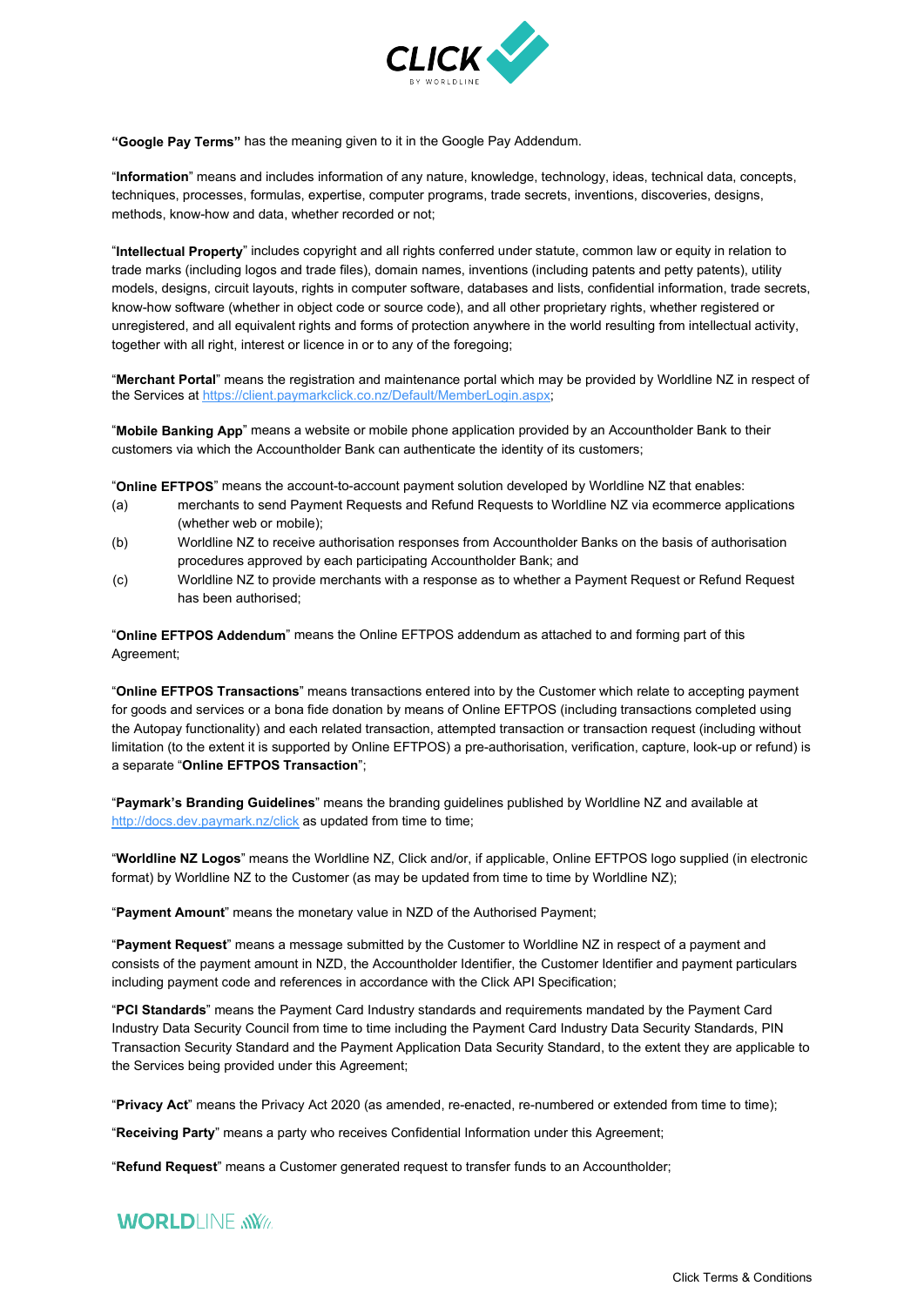**"Google Pay Terms"** has the meaning given to it in the Google Pay Addendum.

"**Information**" means and includes information of any nature, knowledge, technology, ideas, technical data, concepts, techniques, processes, formulas, expertise, computer programs, trade secrets, inventions, discoveries, designs, methods, know-how and data, whether recorded or not;

"**Intellectual Property**" includes copyright and all rights conferred under statute, common law or equity in relation to trade marks (including logos and trade files), domain names, inventions (including patents and petty patents), utility models, designs, circuit layouts, rights in computer software, databases and lists, confidential information, trade secrets, know-how software (whether in object code or source code), and all other proprietary rights, whether registered or unregistered, and all equivalent rights and forms of protection anywhere in the world resulting from intellectual activity, together with all right, interest or licence in or to any of the foregoing;

"**Merchant Portal**" means the registration and maintenance portal which may be provided by Worldline NZ in respect of the Services at https://client.paymarkclick.co.nz/Default/MemberLogin.aspx;

"**Mobile Banking App**" means a website or mobile phone application provided by an Accountholder Bank to their customers via which the Accountholder Bank can authenticate the identity of its customers;

"**Online EFTPOS**" means the account-to-account payment solution developed by Worldline NZ that enables:

(a) merchants to send Payment Requests and Refund Requests to Worldline NZ via ecommerce applications (whether web or mobile);

(b) Worldline NZ to receive authorisation responses from Accountholder Banks on the basis of authorisation procedures approved by each participating Accountholder Bank; and

(c) Worldline NZ to provide merchants with a response as to whether a Payment Request or Refund Request has been authorised;

"**Online EFTPOS Addendum**" means the Online EFTPOS addendum as attached to and forming part of this Agreement;

"**Online EFTPOS Transactions**" means transactions entered into by the Customer which relate to accepting payment for goods and services or a bona fide donation by means of Online EFTPOS (including transactions completed using the Autopay functionality) and each related transaction, attempted transaction or transaction request (including without limitation (to the extent it is supported by Online EFTPOS) a pre-authorisation, verification, capture, look-up or refund) is a separate "**Online EFTPOS Transaction**";

"**Paymark's Branding Guidelines**" means the branding guidelines published by Worldline NZ and available at http://docs.dev.paymark.nz/click as updated from time to time;

"**Worldline NZ Logos**" means the Worldline NZ, Click and/or, if applicable, Online EFTPOS logo supplied (in electronic format) by Worldline NZ to the Customer (as may be updated from time to time by Worldline NZ);

"**Payment Amount**" means the monetary value in NZD of the Authorised Payment;

"**Payment Request**" means a message submitted by the Customer to Worldline NZ in respect of a payment and consists of the payment amount in NZD, the Accountholder Identifier, the Customer Identifier and payment particulars including payment code and references in accordance with the Click API Specification;

"**PCI Standards**" means the Payment Card Industry standards and requirements mandated by the Payment Card Industry Data Security Council from time to time including the Payment Card Industry Data Security Standards, PIN Transaction Security Standard and the Payment Application Data Security Standard, to the extent they are applicable to the Services being provided under this Agreement;

"**Privacy Act**" means the Privacy Act 2020 (as amended, re-enacted, re-numbered or extended from time to time);

"**Receiving Party**" means a party who receives Confidential Information under this Agreement;

"**Refund Request**" means a Customer generated request to transfer funds to an Accountholder;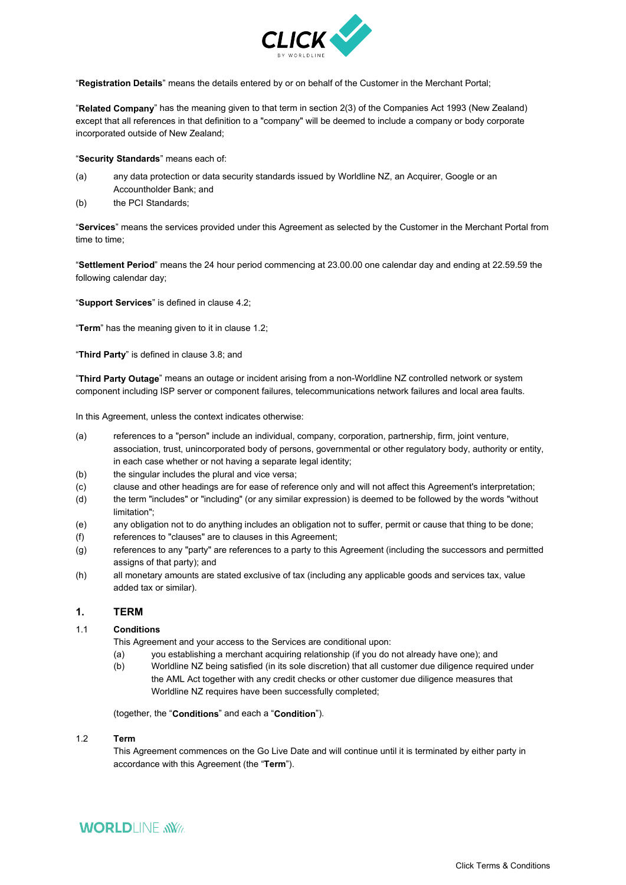"**Registration Details**" means the details entered by or on behalf of the Customer in the Merchant Portal;

"**Related Company**" has the meaning given to that term in section 2(3) of the Companies Act 1993 (New Zealand) except that all references in that definition to a "company" will be deemed to include a company or body corporate incorporated outside of New Zealand;

"**Security Standards**" means each of:

(a) any data protection or data security standards issued by Worldline NZ, an Acquirer, Google or an Accountholder Bank; and

(b) the PCI Standards;

"**Services**" means the services provided under this Agreement as selected by the Customer in the Merchant Portal from time to time;

"**Settlement Period**" means the 24 hour period commencing at 23.00.00 one calendar day and ending at 22.59.59 the following calendar day;

"**Support Services**" is defined in clause 4.2;

"**Term**" has the meaning given to it in clause 1.2;

"**Third Party**" is defined in clause 3.8; and

"**Third Party Outage**" means an outage or incident arising from a non-Worldline NZ controlled network or system component including ISP server or component failures, telecommunications network failures and local area faults.

In this Agreement, unless the context indicates otherwise:

(a) references to a "person" include an individual, company, corporation, partnership, firm, joint venture, association, trust, unincorporated body of persons, governmental or other regulatory body, authority or entity, in each case whether or not having a separate legal identity;

(b) the singular includes the plural and vice versa;

(c) clause and other headings are for ease of reference only and will not affect this Agreement's interpretation;

(d) the term "includes" or "including" (or any similar expression) is deemed to be followed by the words "without limitation";

(e) any obligation not to do anything includes an obligation not to suffer, permit or cause that thing to be done;

(f) references to "clauses" are to clauses in this Agreement;

(g) references to any "party" are references to a party to this Agreement (including the successors and permitted assigns of that party); and

(h) all monetary amounts are stated exclusive of tax (including any applicable goods and services tax, value added tax or similar).

## 1. TERM

### 1.1 Conditions

This Agreement and your access to the Services are conditional upon:

(a) you establishing a merchant acquiring relationship (if you do not already have one); and

(b) Worldline NZ being satisfied (in its sole discretion) that all customer due diligence required under the AML Act together with any credit checks or other customer due diligence measures that Worldline NZ requires have been successfully completed;

(together, the "**Conditions**" and each a "**Condition**").

### 1.2 Term

This Agreement commences on the Go Live Date and will continue until it is terminated by either party in accordance with this Agreement (the "**Term**").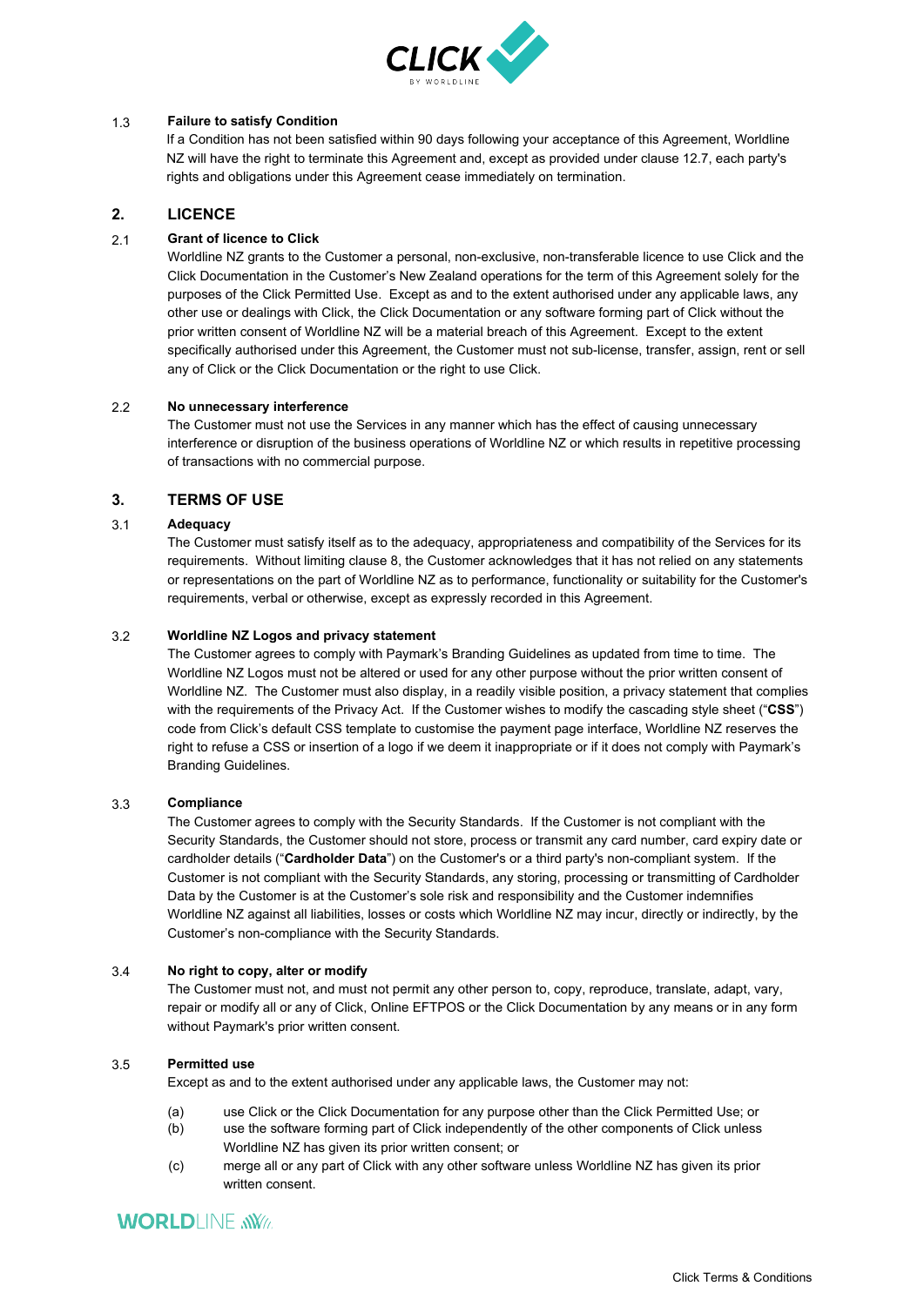1.3 **Failure to satisfy Condition**

If a Condition has not been satisfied within 90 days following your acceptance of this Agreement, Worldline NZ will have the right to terminate this Agreement and, except as provided under clause 12.7, each party's rights and obligations under this Agreement cease immediately on termination.

## 2. LICENCE

2.1 **Grant of licence to Click**

Worldline NZ grants to the Customer a personal, non-exclusive, non-transferable licence to use Click and the Click Documentation in the Customer's New Zealand operations for the term of this Agreement solely for the purposes of the Click Permitted Use. Except as and to the extent authorised under any applicable laws, any other use or dealings with Click, the Click Documentation or any software forming part of Click without the prior written consent of Worldline NZ will be a material breach of this Agreement. Except to the extent specifically authorised under this Agreement, the Customer must not sub-license, transfer, assign, rent or sell any of Click or the Click Documentation or the right to use Click.

2.2 **No unnecessary interference**

The Customer must not use the Services in any manner which has the effect of causing unnecessary interference or disruption of the business operations of Worldline NZ or which results in repetitive processing of transactions with no commercial purpose.

## 3. TERMS OF USE

3.1 **Adequacy**

The Customer must satisfy itself as to the adequacy, appropriateness and compatibility of the Services for its requirements. Without limiting clause 8, the Customer acknowledges that it has not relied on any statements or representations on the part of Worldline NZ as to performance, functionality or suitability for the Customer's requirements, verbal or otherwise, except as expressly recorded in this Agreement.

3.2 **Worldline NZ Logos and privacy statement**

The Customer agrees to comply with Paymark's Branding Guidelines as updated from time to time. The Worldline NZ Logos must not be altered or used for any other purpose without the prior written consent of Worldline NZ. The Customer must also display, in a readily visible position, a privacy statement that complies with the requirements of the Privacy Act. If the Customer wishes to modify the cascading style sheet ("**CSS**") code from Click's default CSS template to customise the payment page interface, Worldline NZ reserves the right to refuse a CSS or insertion of a logo if we deem it inappropriate or if it does not comply with Paymark's Branding Guidelines.

3.3 **Compliance**

The Customer agrees to comply with the Security Standards. If the Customer is not compliant with the Security Standards, the Customer should not store, process or transmit any card number, card expiry date or cardholder details ("**Cardholder Data**") on the Customer's or a third party's non-compliant system. If the Customer is not compliant with the Security Standards, any storing, processing or transmitting of Cardholder Data by the Customer is at the Customer's sole risk and responsibility and the Customer indemnifies Worldline NZ against all liabilities, losses or costs which Worldline NZ may incur, directly or indirectly, by the Customer's non-compliance with the Security Standards.

3.4 **No right to copy, alter or modify**

The Customer must not, and must not permit any other person to, copy, reproduce, translate, adapt, vary, repair or modify all or any of Click, Online EFTPOS or the Click Documentation by any means or in any form without Paymark's prior written consent.

3.5 **Permitted use**

Except as and to the extent authorised under any applicable laws, the Customer may not:

(a) use Click or the Click Documentation for any purpose other than the Click Permitted Use; or

(b) use the software forming part of Click independently of the other components of Click unless Worldline NZ has given its prior written consent; or

(c) merge all or any part of Click with any other software unless Worldline NZ has given its prior written consent.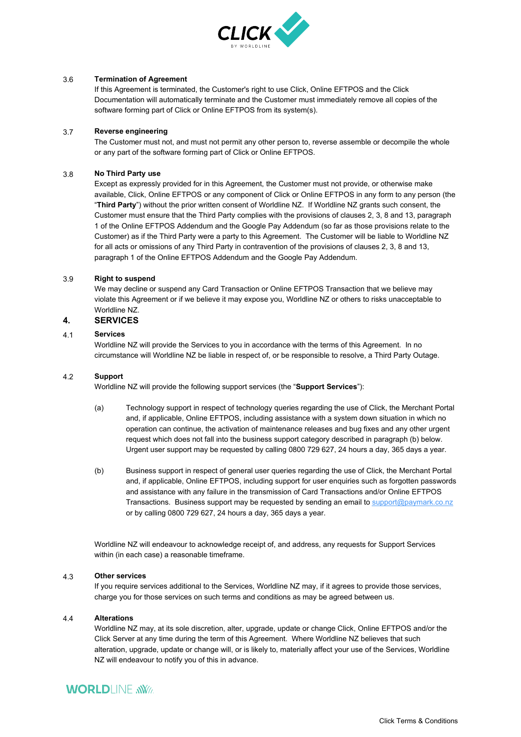3.6 **Termination of Agreement**

If this Agreement is terminated, the Customer's right to use Click, Online EFTPOS and the Click Documentation will automatically terminate and the Customer must immediately remove all copies of the software forming part of Click or Online EFTPOS from its system(s).

3.7 **Reverse engineering**

The Customer must not, and must not permit any other person to, reverse assemble or decompile the whole or any part of the software forming part of Click or Online EFTPOS.

3.8 **No Third Party use**

Except as expressly provided for in this Agreement, the Customer must not provide, or otherwise make available, Click, Online EFTPOS or any component of Click or Online EFTPOS in any form to any person (the "**Third Party**") without the prior written consent of Worldline NZ. If Worldline NZ grants such consent, the Customer must ensure that the Third Party complies with the provisions of clauses 2, 3, 8 and 13, paragraph 1 of the Online EFTPOS Addendum and the Google Pay Addendum (so far as those provisions relate to the Customer) as if the Third Party were a party to this Agreement. The Customer will be liable to Worldline NZ for all acts or omissions of any Third Party in contravention of the provisions of clauses 2, 3, 8 and 13, paragraph 1 of the Online EFTPOS Addendum and the Google Pay Addendum.

3.9 **Right to suspend**

We may decline or suspend any Card Transaction or Online EFTPOS Transaction that we believe may violate this Agreement or if we believe it may expose you, Worldline NZ or others to risks unacceptable to Worldline NZ.

## 4. SERVICES

4.1 **Services**

Worldline NZ will provide the Services to you in accordance with the terms of this Agreement. In no circumstance will Worldline NZ be liable in respect of, or be responsible to resolve, a Third Party Outage.

4.2 **Support**

Worldline NZ will provide the following support services (the "**Support Services**"):

(a) Technology support in respect of technology queries regarding the use of Click, the Merchant Portal and, if applicable, Online EFTPOS, including assistance with a system down situation in which no operation can continue, the activation of maintenance releases and bug fixes and any other urgent request which does not fall into the business support category described in paragraph (b) below. Urgent user support may be requested by calling 0800 729 627, 24 hours a day, 365 days a year.

(b) Business support in respect of general user queries regarding the use of Click, the Merchant Portal and, if applicable, Online EFTPOS, including support for user enquiries such as forgotten passwords and assistance with any failure in the transmission of Card Transactions and/or Online EFTPOS Transactions. Business support may be requested by sending an email to support@paymark.co.nz or by calling 0800 729 627, 24 hours a day, 365 days a year.

Worldline NZ will endeavour to acknowledge receipt of, and address, any requests for Support Services within (in each case) a reasonable timeframe.

4.3 **Other services**

If you require services additional to the Services, Worldline NZ may, if it agrees to provide those services, charge you for those services on such terms and conditions as may be agreed between us.

4.4 **Alterations**

Worldline NZ may, at its sole discretion, alter, upgrade, update or change Click, Online EFTPOS and/or the Click Server at any time during the term of this Agreement. Where Worldline NZ believes that such alteration, upgrade, update or change will, or is likely to, materially affect your use of the Services, Worldline NZ will endeavour to notify you of this in advance.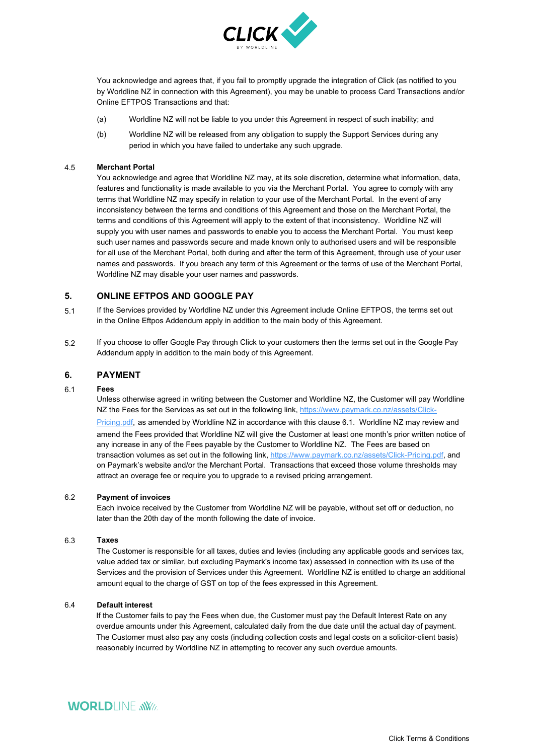You acknowledge and agrees that, if you fail to promptly upgrade the integration of Click (as notified to you by Worldline NZ in connection with this Agreement), you may be unable to process Card Transactions and/or Online EFTPOS Transactions and that:

(a) Worldline NZ will not be liable to you under this Agreement in respect of such inability; and

(b) Worldline NZ will be released from any obligation to supply the Support Services during any period in which you have failed to undertake any such upgrade.

4.5 **Merchant Portal**

You acknowledge and agree that Worldline NZ may, at its sole discretion, determine what information, data, features and functionality is made available to you via the Merchant Portal. You agree to comply with any terms that Worldline NZ may specify in relation to your use of the Merchant Portal. In the event of any inconsistency between the terms and conditions of this Agreement and those on the Merchant Portal, the terms and conditions of this Agreement will apply to the extent of that inconsistency. Worldline NZ will supply you with user names and passwords to enable you to access the Merchant Portal. You must keep such user names and passwords secure and made known only to authorised users and will be responsible for all use of the Merchant Portal, both during and after the term of this Agreement, through use of your user names and passwords. If you breach any term of this Agreement or the terms of use of the Merchant Portal, Worldline NZ may disable your user names and passwords.

## 5. ONLINE EFTPOS AND GOOGLE PAY

5.1 If the Services provided by Worldline NZ under this Agreement include Online EFTPOS, the terms set out in the Online Eftpos Addendum apply in addition to the main body of this Agreement.

5.2 If you choose to offer Google Pay through Click to your customers then the terms set out in the Google Pay Addendum apply in addition to the main body of this Agreement.

## 6. PAYMENT

6.1 **Fees**

Unless otherwise agreed in writing between the Customer and Worldline NZ, the Customer will pay Worldline NZ the Fees for the Services as set out in the following link, https://www.paymark.co.nz/assets/Click-Pricing.pdf, as amended by Worldline NZ in accordance with this clause 6.1. Worldline NZ may review and amend the Fees provided that Worldline NZ will give the Customer at least one month's prior written notice of any increase in any of the Fees payable by the Customer to Worldline NZ. The Fees are based on transaction volumes as set out in the following link, https://www.paymark.co.nz/assets/Click-Pricing.pdf, and on Paymark's website and/or the Merchant Portal. Transactions that exceed those volume thresholds may attract an overage fee or require you to upgrade to a revised pricing arrangement.

6.2 **Payment of invoices**

Each invoice received by the Customer from Worldline NZ will be payable, without set off or deduction, no later than the 20th day of the month following the date of invoice.

6.3 **Taxes**

The Customer is responsible for all taxes, duties and levies (including any applicable goods and services tax, value added tax or similar, but excluding Paymark's income tax) assessed in connection with its use of the Services and the provision of Services under this Agreement. Worldline NZ is entitled to charge an additional amount equal to the charge of GST on top of the fees expressed in this Agreement.

6.4 **Default interest**

If the Customer fails to pay the Fees when due, the Customer must pay the Default Interest Rate on any overdue amounts under this Agreement, calculated daily from the due date until the actual day of payment. The Customer must also pay any costs (including collection costs and legal costs on a solicitor-client basis) reasonably incurred by Worldline NZ in attempting to recover any such overdue amounts.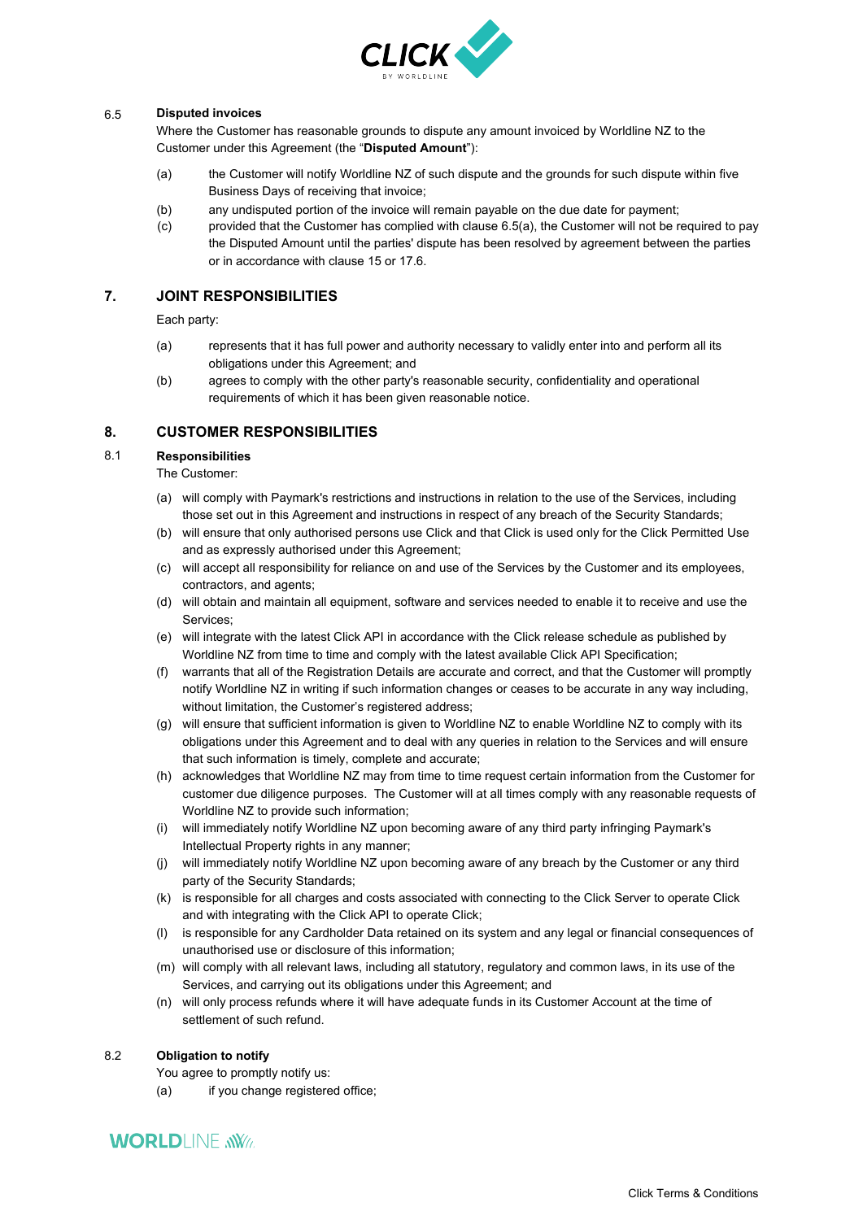6.5 **Disputed invoices**

Where the Customer has reasonable grounds to dispute any amount invoiced by Worldline NZ to the Customer under this Agreement (the "**Disputed Amount**"):

(a) the Customer will notify Worldline NZ of such dispute and the grounds for such dispute within five Business Days of receiving that invoice;

(b) any undisputed portion of the invoice will remain payable on the due date for payment;

(c) provided that the Customer has complied with clause 6.5(a), the Customer will not be required to pay the Disputed Amount until the parties' dispute has been resolved by agreement between the parties or in accordance with clause 15 or 17.6.

## 7. JOINT RESPONSIBILITIES

Each party:

(a) represents that it has full power and authority necessary to validly enter into and perform all its obligations under this Agreement; and

(b) agrees to comply with the other party's reasonable security, confidentiality and operational requirements of which it has been given reasonable notice.

## 8. CUSTOMER RESPONSIBILITIES

8.1 **Responsibilities**

The Customer:

(a) will comply with Paymark's restrictions and instructions in relation to the use of the Services, including those set out in this Agreement and instructions in respect of any breach of the Security Standards;

(b) will ensure that only authorised persons use Click and that Click is used only for the Click Permitted Use and as expressly authorised under this Agreement;

(c) will accept all responsibility for reliance on and use of the Services by the Customer and its employees, contractors, and agents;

(d) will obtain and maintain all equipment, software and services needed to enable it to receive and use the Services;

(e) will integrate with the latest Click API in accordance with the Click release schedule as published by Worldline NZ from time to time and comply with the latest available Click API Specification;

(f) warrants that all of the Registration Details are accurate and correct, and that the Customer will promptly notify Worldline NZ in writing if such information changes or ceases to be accurate in any way including, without limitation, the Customer's registered address;

(g) will ensure that sufficient information is given to Worldline NZ to enable Worldline NZ to comply with its obligations under this Agreement and to deal with any queries in relation to the Services and will ensure that such information is timely, complete and accurate;

(h) acknowledges that Worldline NZ may from time to time request certain information from the Customer for customer due diligence purposes. The Customer will at all times comply with any reasonable requests of Worldline NZ to provide such information;

(i) will immediately notify Worldline NZ upon becoming aware of any third party infringing Paymark's Intellectual Property rights in any manner;

(j) will immediately notify Worldline NZ upon becoming aware of any breach by the Customer or any third party of the Security Standards;

(k) is responsible for all charges and costs associated with connecting to the Click Server to operate Click and with integrating with the Click API to operate Click;

(l) is responsible for any Cardholder Data retained on its system and any legal or financial consequences of unauthorised use or disclosure of this information;

(m) will comply with all relevant laws, including all statutory, regulatory and common laws, in its use of the Services, and carrying out its obligations under this Agreement; and

(n) will only process refunds where it will have adequate funds in its Customer Account at the time of settlement of such refund.

8.2 **Obligation to notify**

You agree to promptly notify us:

(a) if you change registered office;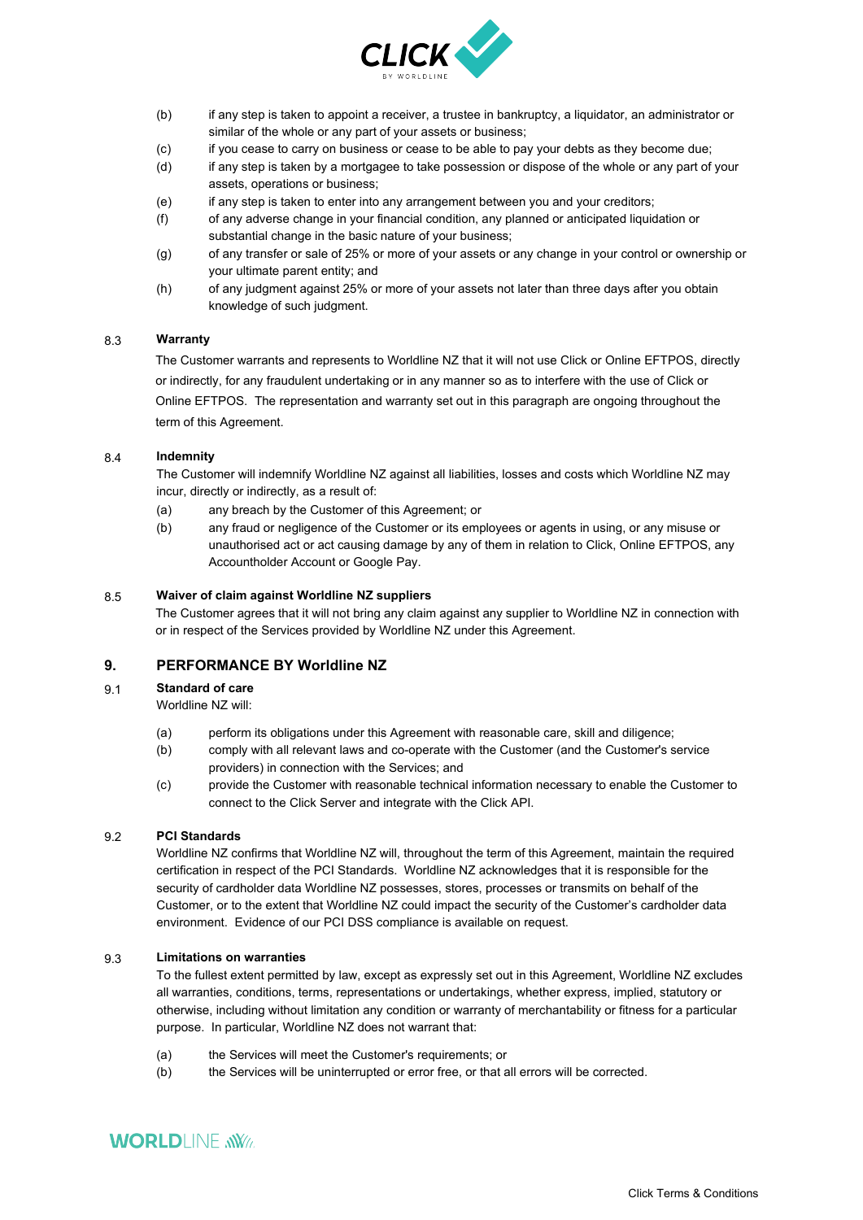(b) if any step is taken to appoint a receiver, a trustee in bankruptcy, a liquidator, an administrator or similar of the whole or any part of your assets or business;

(c) if you cease to carry on business or cease to be able to pay your debts as they become due;

(d) if any step is taken by a mortgagee to take possession or dispose of the whole or any part of your assets, operations or business;

(e) if any step is taken to enter into any arrangement between you and your creditors;

(f) of any adverse change in your financial condition, any planned or anticipated liquidation or substantial change in the basic nature of your business;

(g) of any transfer or sale of 25% or more of your assets or any change in your control or ownership or your ultimate parent entity; and

(h) of any judgment against 25% or more of your assets not later than three days after you obtain knowledge of such judgment.

### 8.3 Warranty

The Customer warrants and represents to Worldline NZ that it will not use Click or Online EFTPOS, directly or indirectly, for any fraudulent undertaking or in any manner so as to interfere with the use of Click or Online EFTPOS. The representation and warranty set out in this paragraph are ongoing throughout the term of this Agreement.

### 8.4 Indemnity

The Customer will indemnify Worldline NZ against all liabilities, losses and costs which Worldline NZ may incur, directly or indirectly, as a result of:

(a) any breach by the Customer of this Agreement; or

(b) any fraud or negligence of the Customer or its employees or agents in using, or any misuse or unauthorised act or act causing damage by any of them in relation to Click, Online EFTPOS, any Accountholder Account or Google Pay.

### 8.5 Waiver of claim against Worldline NZ suppliers

The Customer agrees that it will not bring any claim against any supplier to Worldline NZ in connection with or in respect of the Services provided by Worldline NZ under this Agreement.

## 9. PERFORMANCE BY Worldline NZ

### 9.1 Standard of care

Worldline NZ will:

(a) perform its obligations under this Agreement with reasonable care, skill and diligence;

(b) comply with all relevant laws and co-operate with the Customer (and the Customer's service providers) in connection with the Services; and

(c) provide the Customer with reasonable technical information necessary to enable the Customer to connect to the Click Server and integrate with the Click API.

### 9.2 PCI Standards

Worldline NZ confirms that Worldline NZ will, throughout the term of this Agreement, maintain the required certification in respect of the PCI Standards. Worldline NZ acknowledges that it is responsible for the security of cardholder data Worldline NZ possesses, stores, processes or transmits on behalf of the Customer, or to the extent that Worldline NZ could impact the security of the Customer's cardholder data environment. Evidence of our PCI DSS compliance is available on request.

### 9.3 Limitations on warranties

To the fullest extent permitted by law, except as expressly set out in this Agreement, Worldline NZ excludes all warranties, conditions, terms, representations or undertakings, whether express, implied, statutory or otherwise, including without limitation any condition or warranty of merchantability or fitness for a particular purpose. In particular, Worldline NZ does not warrant that:

(a) the Services will meet the Customer's requirements; or

(b) the Services will be uninterrupted or error free, or that all errors will be corrected.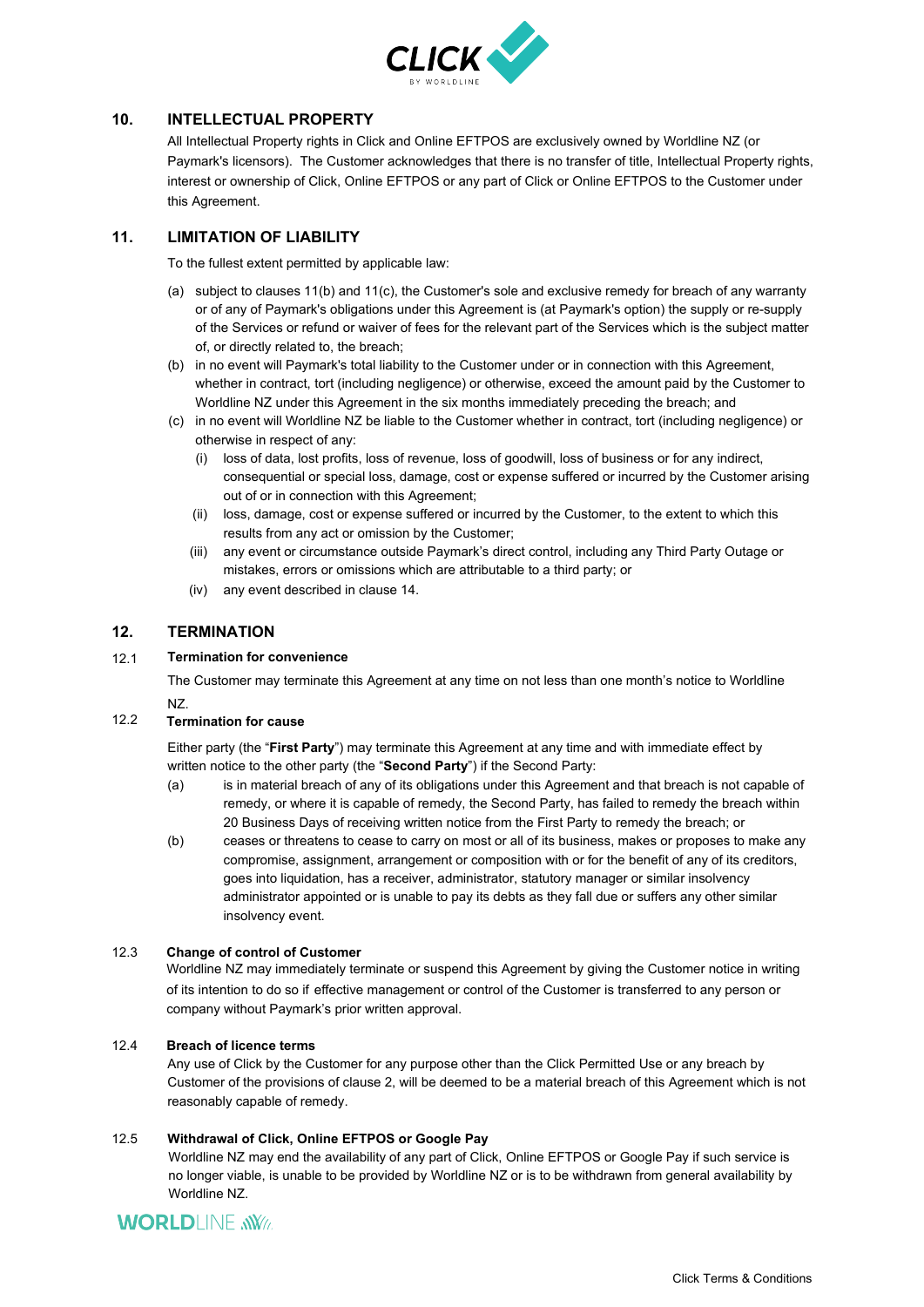## 10. INTELLECTUAL PROPERTY

All Intellectual Property rights in Click and Online EFTPOS are exclusively owned by Worldline NZ (or Paymark's licensors). The Customer acknowledges that there is no transfer of title, Intellectual Property rights, interest or ownership of Click, Online EFTPOS or any part of Click or Online EFTPOS to the Customer under this Agreement.

## 11. LIMITATION OF LIABILITY

To the fullest extent permitted by applicable law:

(a) subject to clauses 11(b) and 11(c), the Customer's sole and exclusive remedy for breach of any warranty or of any of Paymark's obligations under this Agreement is (at Paymark's option) the supply or re-supply of the Services or refund or waiver of fees for the relevant part of the Services which is the subject matter of, or directly related to, the breach;

(b) in no event will Paymark's total liability to the Customer under or in connection with this Agreement, whether in contract, tort (including negligence) or otherwise, exceed the amount paid by the Customer to Worldline NZ under this Agreement in the six months immediately preceding the breach; and

(c) in no event will Worldline NZ be liable to the Customer whether in contract, tort (including negligence) or otherwise in respect of any:

  (i) loss of data, lost profits, loss of revenue, loss of goodwill, loss of business or for any indirect, consequential or special loss, damage, cost or expense suffered or incurred by the Customer arising out of or in connection with this Agreement;

  (ii) loss, damage, cost or expense suffered or incurred by the Customer, to the extent to which this results from any act or omission by the Customer;

  (iii) any event or circumstance outside Paymark's direct control, including any Third Party Outage or mistakes, errors or omissions which are attributable to a third party; or

  (iv) any event described in clause 14.

## 12. TERMINATION

### 12.1 Termination for convenience

The Customer may terminate this Agreement at any time on not less than one month's notice to Worldline NZ.

### 12.2 Termination for cause

Either party (the "**First Party**") may terminate this Agreement at any time and with immediate effect by written notice to the other party (the "**Second Party**") if the Second Party:

(a) is in material breach of any of its obligations under this Agreement and that breach is not capable of remedy, or where it is capable of remedy, the Second Party, has failed to remedy the breach within 20 Business Days of receiving written notice from the First Party to remedy the breach; or

(b) ceases or threatens to cease to carry on most or all of its business, makes or proposes to make any compromise, assignment, arrangement or composition with or for the benefit of any of its creditors, goes into liquidation, has a receiver, administrator, statutory manager or similar insolvency administrator appointed or is unable to pay its debts as they fall due or suffers any other similar insolvency event.

### 12.3 Change of control of Customer

Worldline NZ may immediately terminate or suspend this Agreement by giving the Customer notice in writing of its intention to do so if effective management or control of the Customer is transferred to any person or company without Paymark's prior written approval.

### 12.4 Breach of licence terms

Any use of Click by the Customer for any purpose other than the Click Permitted Use or any breach by Customer of the provisions of clause 2, will be deemed to be a material breach of this Agreement which is not reasonably capable of remedy.

### 12.5 Withdrawal of Click, Online EFTPOS or Google Pay

Worldline NZ may end the availability of any part of Click, Online EFTPOS or Google Pay if such service is no longer viable, is unable to be provided by Worldline NZ or is to be withdrawn from general availability by Worldline NZ.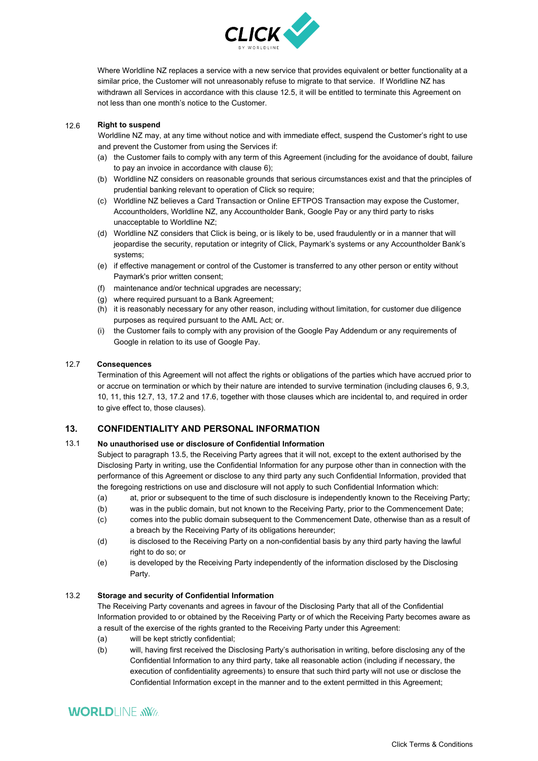Where Worldline NZ replaces a service with a new service that provides equivalent or better functionality at a similar price, the Customer will not unreasonably refuse to migrate to that service. If Worldline NZ has withdrawn all Services in accordance with this clause 12.5, it will be entitled to terminate this Agreement on not less than one month's notice to the Customer.

12.6 **Right to suspend**

Worldline NZ may, at any time without notice and with immediate effect, suspend the Customer's right to use and prevent the Customer from using the Services if:

(a) the Customer fails to comply with any term of this Agreement (including for the avoidance of doubt, failure to pay an invoice in accordance with clause 6);

(b) Worldline NZ considers on reasonable grounds that serious circumstances exist and that the principles of prudential banking relevant to operation of Click so require;

(c) Worldline NZ believes a Card Transaction or Online EFTPOS Transaction may expose the Customer, Accountholders, Worldline NZ, any Accountholder Bank, Google Pay or any third party to risks unacceptable to Worldline NZ;

(d) Worldline NZ considers that Click is being, or is likely to be, used fraudulently or in a manner that will jeopardise the security, reputation or integrity of Click, Paymark's systems or any Accountholder Bank's systems;

(e) if effective management or control of the Customer is transferred to any other person or entity without Paymark's prior written consent;

(f) maintenance and/or technical upgrades are necessary;

(g) where required pursuant to a Bank Agreement;

(h) it is reasonably necessary for any other reason, including without limitation, for customer due diligence purposes as required pursuant to the AML Act; or.

(i) the Customer fails to comply with any provision of the Google Pay Addendum or any requirements of Google in relation to its use of Google Pay.

12.7 **Consequences**

Termination of this Agreement will not affect the rights or obligations of the parties which have accrued prior to or accrue on termination or which by their nature are intended to survive termination (including clauses 6, 9.3, 10, 11, this 12.7, 13, 17.2 and 17.6, together with those clauses which are incidental to, and required in order to give effect to, those clauses).

## 13. CONFIDENTIALITY AND PERSONAL INFORMATION

13.1 **No unauthorised use or disclosure of Confidential Information**

Subject to paragraph 13.5, the Receiving Party agrees that it will not, except to the extent authorised by the Disclosing Party in writing, use the Confidential Information for any purpose other than in connection with the performance of this Agreement or disclose to any third party any such Confidential Information, provided that the foregoing restrictions on use and disclosure will not apply to such Confidential Information which:

(a) at, prior or subsequent to the time of such disclosure is independently known to the Receiving Party;

(b) was in the public domain, but not known to the Receiving Party, prior to the Commencement Date;

(c) comes into the public domain subsequent to the Commencement Date, otherwise than as a result of a breach by the Receiving Party of its obligations hereunder;

(d) is disclosed to the Receiving Party on a non-confidential basis by any third party having the lawful right to do so; or

(e) is developed by the Receiving Party independently of the information disclosed by the Disclosing Party.

13.2 **Storage and security of Confidential Information**

The Receiving Party covenants and agrees in favour of the Disclosing Party that all of the Confidential Information provided to or obtained by the Receiving Party or of which the Receiving Party becomes aware as a result of the exercise of the rights granted to the Receiving Party under this Agreement:

(a) will be kept strictly confidential;

(b) will, having first received the Disclosing Party's authorisation in writing, before disclosing any of the Confidential Information to any third party, take all reasonable action (including if necessary, the execution of confidentiality agreements) to ensure that such third party will not use or disclose the Confidential Information except in the manner and to the extent permitted in this Agreement;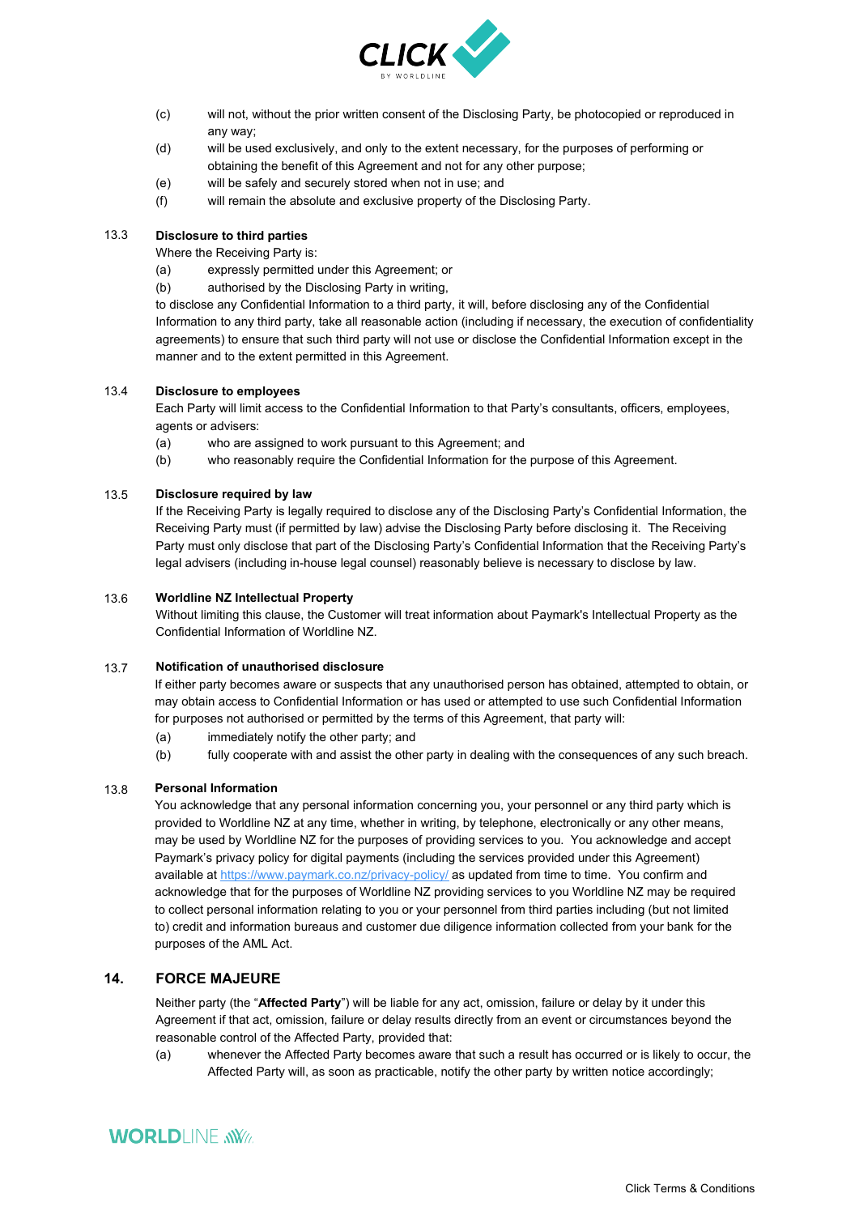(c) will not, without the prior written consent of the Disclosing Party, be photocopied or reproduced in any way;

(d) will be used exclusively, and only to the extent necessary, for the purposes of performing or obtaining the benefit of this Agreement and not for any other purpose;

(e) will be safely and securely stored when not in use; and

(f) will remain the absolute and exclusive property of the Disclosing Party.

13.3 **Disclosure to third parties**

Where the Receiving Party is:

(a) expressly permitted under this Agreement; or

(b) authorised by the Disclosing Party in writing,

to disclose any Confidential Information to a third party, it will, before disclosing any of the Confidential Information to any third party, take all reasonable action (including if necessary, the execution of confidentiality agreements) to ensure that such third party will not use or disclose the Confidential Information except in the manner and to the extent permitted in this Agreement.

13.4 **Disclosure to employees**

Each Party will limit access to the Confidential Information to that Party's consultants, officers, employees, agents or advisers:

(a) who are assigned to work pursuant to this Agreement; and

(b) who reasonably require the Confidential Information for the purpose of this Agreement.

13.5 **Disclosure required by law**

If the Receiving Party is legally required to disclose any of the Disclosing Party's Confidential Information, the Receiving Party must (if permitted by law) advise the Disclosing Party before disclosing it. The Receiving Party must only disclose that part of the Disclosing Party's Confidential Information that the Receiving Party's legal advisers (including in-house legal counsel) reasonably believe is necessary to disclose by law.

13.6 **Worldline NZ Intellectual Property**

Without limiting this clause, the Customer will treat information about Paymark's Intellectual Property as the Confidential Information of Worldline NZ.

13.7 **Notification of unauthorised disclosure**

If either party becomes aware or suspects that any unauthorised person has obtained, attempted to obtain, or may obtain access to Confidential Information or has used or attempted to use such Confidential Information for purposes not authorised or permitted by the terms of this Agreement, that party will:

(a) immediately notify the other party; and

(b) fully cooperate with and assist the other party in dealing with the consequences of any such breach.

13.8 **Personal Information**

You acknowledge that any personal information concerning you, your personnel or any third party which is provided to Worldline NZ at any time, whether in writing, by telephone, electronically or any other means, may be used by Worldline NZ for the purposes of providing services to you. You acknowledge and accept Paymark's privacy policy for digital payments (including the services provided under this Agreement) available at https://www.paymark.co.nz/privacy-policy/ as updated from time to time. You confirm and acknowledge that for the purposes of Worldline NZ providing services to you Worldline NZ may be required to collect personal information relating to you or your personnel from third parties including (but not limited to) credit and information bureaus and customer due diligence information collected from your bank for the purposes of the AML Act.

## 14. FORCE MAJEURE

Neither party (the "**Affected Party**") will be liable for any act, omission, failure or delay by it under this Agreement if that act, omission, failure or delay results directly from an event or circumstances beyond the reasonable control of the Affected Party, provided that:

(a) whenever the Affected Party becomes aware that such a result has occurred or is likely to occur, the Affected Party will, as soon as practicable, notify the other party by written notice accordingly;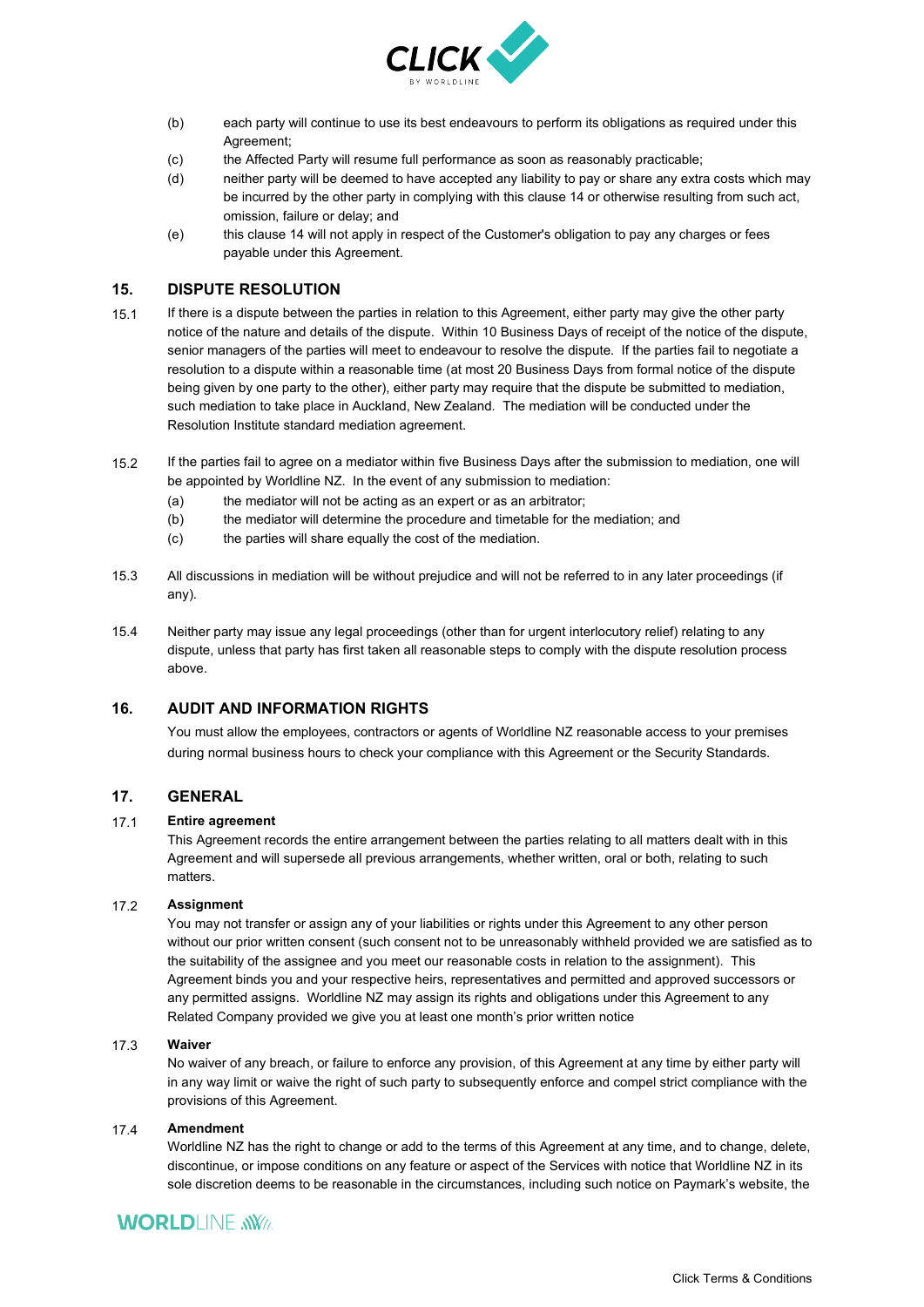(b) each party will continue to use its best endeavours to perform its obligations as required under this Agreement;

(c) the Affected Party will resume full performance as soon as reasonably practicable;

(d) neither party will be deemed to have accepted any liability to pay or share any extra costs which may be incurred by the other party in complying with this clause 14 or otherwise resulting from such act, omission, failure or delay; and

(e) this clause 14 will not apply in respect of the Customer's obligation to pay any charges or fees payable under this Agreement.

## 15. DISPUTE RESOLUTION

15.1 If there is a dispute between the parties in relation to this Agreement, either party may give the other party notice of the nature and details of the dispute. Within 10 Business Days of receipt of the notice of the dispute, senior managers of the parties will meet to endeavour to resolve the dispute. If the parties fail to negotiate a resolution to a dispute within a reasonable time (at most 20 Business Days from formal notice of the dispute being given by one party to the other), either party may require that the dispute be submitted to mediation, such mediation to take place in Auckland, New Zealand. The mediation will be conducted under the Resolution Institute standard mediation agreement.

15.2 If the parties fail to agree on a mediator within five Business Days after the submission to mediation, one will be appointed by Worldline NZ. In the event of any submission to mediation:

(a) the mediator will not be acting as an expert or as an arbitrator;

(b) the mediator will determine the procedure and timetable for the mediation; and

(c) the parties will share equally the cost of the mediation.

15.3 All discussions in mediation will be without prejudice and will not be referred to in any later proceedings (if any).

15.4 Neither party may issue any legal proceedings (other than for urgent interlocutory relief) relating to any dispute, unless that party has first taken all reasonable steps to comply with the dispute resolution process above.

## 16. AUDIT AND INFORMATION RIGHTS

You must allow the employees, contractors or agents of Worldline NZ reasonable access to your premises during normal business hours to check your compliance with this Agreement or the Security Standards.

## 17. GENERAL

17.1 **Entire agreement**

This Agreement records the entire arrangement between the parties relating to all matters dealt with in this Agreement and will supersede all previous arrangements, whether written, oral or both, relating to such matters.

17.2 **Assignment**

You may not transfer or assign any of your liabilities or rights under this Agreement to any other person without our prior written consent (such consent not to be unreasonably withheld provided we are satisfied as to the suitability of the assignee and you meet our reasonable costs in relation to the assignment). This Agreement binds you and your respective heirs, representatives and permitted and approved successors or any permitted assigns. Worldline NZ may assign its rights and obligations under this Agreement to any Related Company provided we give you at least one month's prior written notice

17.3 **Waiver**

No waiver of any breach, or failure to enforce any provision, of this Agreement at any time by either party will in any way limit or waive the right of such party to subsequently enforce and compel strict compliance with the provisions of this Agreement.

17.4 **Amendment**

Worldline NZ has the right to change or add to the terms of this Agreement at any time, and to change, delete, discontinue, or impose conditions on any feature or aspect of the Services with notice that Worldline NZ in its sole discretion deems to be reasonable in the circumstances, including such notice on Paymark's website, the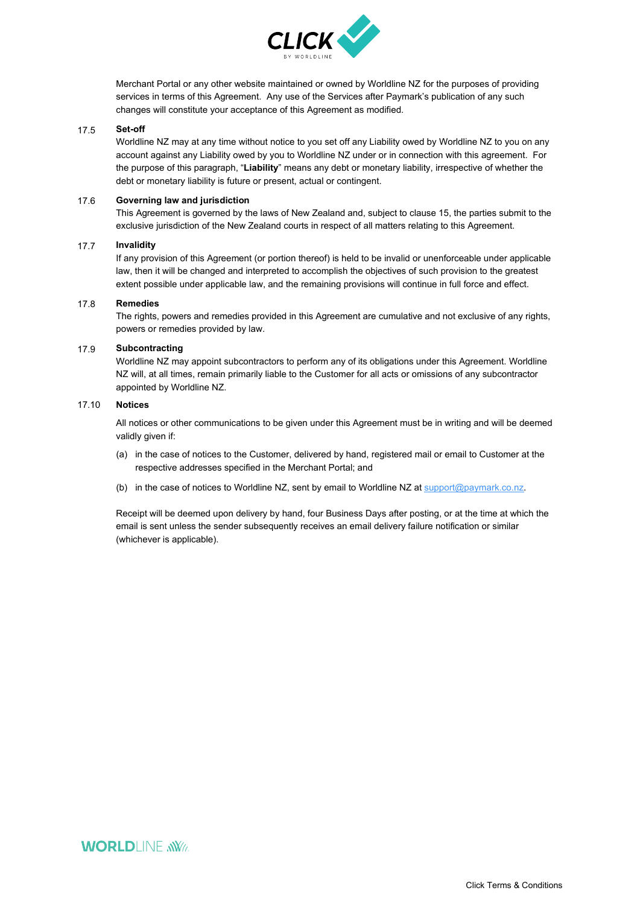Merchant Portal or any other website maintained or owned by Worldline NZ for the purposes of providing services in terms of this Agreement. Any use of the Services after Paymark's publication of any such changes will constitute your acceptance of this Agreement as modified.

17.5 **Set-off**

Worldline NZ may at any time without notice to you set off any Liability owed by Worldline NZ to you on any account against any Liability owed by you to Worldline NZ under or in connection with this agreement. For the purpose of this paragraph, "**Liability**" means any debt or monetary liability, irrespective of whether the debt or monetary liability is future or present, actual or contingent.

17.6 **Governing law and jurisdiction**

This Agreement is governed by the laws of New Zealand and, subject to clause 15, the parties submit to the exclusive jurisdiction of the New Zealand courts in respect of all matters relating to this Agreement.

17.7 **Invalidity**

If any provision of this Agreement (or portion thereof) is held to be invalid or unenforceable under applicable law, then it will be changed and interpreted to accomplish the objectives of such provision to the greatest extent possible under applicable law, and the remaining provisions will continue in full force and effect.

17.8 **Remedies**

The rights, powers and remedies provided in this Agreement are cumulative and not exclusive of any rights, powers or remedies provided by law.

17.9 **Subcontracting**

Worldline NZ may appoint subcontractors to perform any of its obligations under this Agreement. Worldline NZ will, at all times, remain primarily liable to the Customer for all acts or omissions of any subcontractor appointed by Worldline NZ.

17.10 **Notices**

All notices or other communications to be given under this Agreement must be in writing and will be deemed validly given if:

(a) in the case of notices to the Customer, delivered by hand, registered mail or email to Customer at the respective addresses specified in the Merchant Portal; and

(b) in the case of notices to Worldline NZ, sent by email to Worldline NZ at support@paymark.co.nz.

Receipt will be deemed upon delivery by hand, four Business Days after posting, or at the time at which the email is sent unless the sender subsequently receives an email delivery failure notification or similar (whichever is applicable).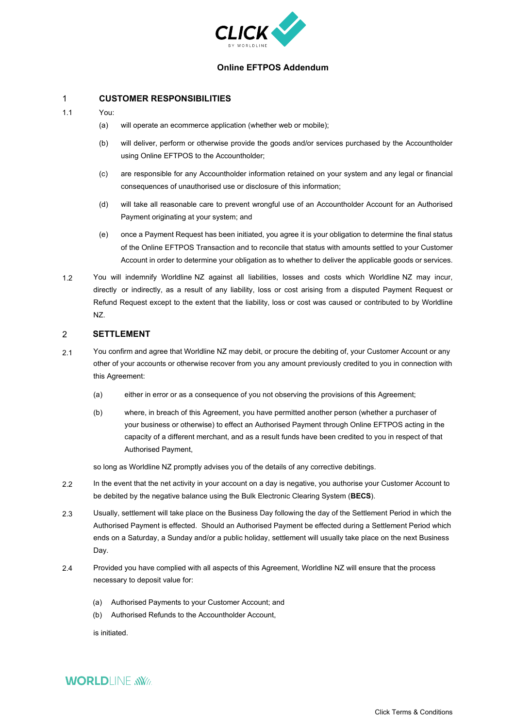# Online EFTPOS Addendum

## 1 CUSTOMER RESPONSIBILITIES

1.1 You:

(a) will operate an ecommerce application (whether web or mobile);

(b) will deliver, perform or otherwise provide the goods and/or services purchased by the Accountholder using Online EFTPOS to the Accountholder;

(c) are responsible for any Accountholder information retained on your system and any legal or financial consequences of unauthorised use or disclosure of this information;

(d) will take all reasonable care to prevent wrongful use of an Accountholder Account for an Authorised Payment originating at your system; and

(e) once a Payment Request has been initiated, you agree it is your obligation to determine the final status of the Online EFTPOS Transaction and to reconcile that status with amounts settled to your Customer Account in order to determine your obligation as to whether to deliver the applicable goods or services.

1.2 You will indemnify Worldline NZ against all liabilities, losses and costs which Worldline NZ may incur, directly or indirectly, as a result of any liability, loss or cost arising from a disputed Payment Request or Refund Request except to the extent that the liability, loss or cost was caused or contributed to by Worldline NZ.

## 2 SETTLEMENT

2.1 You confirm and agree that Worldline NZ may debit, or procure the debiting of, your Customer Account or any other of your accounts or otherwise recover from you any amount previously credited to you in connection with this Agreement:

(a) either in error or as a consequence of you not observing the provisions of this Agreement;

(b) where, in breach of this Agreement, you have permitted another person (whether a purchaser of your business or otherwise) to effect an Authorised Payment through Online EFTPOS acting in the capacity of a different merchant, and as a result funds have been credited to you in respect of that Authorised Payment,

so long as Worldline NZ promptly advises you of the details of any corrective debitings.

2.2 In the event that the net activity in your account on a day is negative, you authorise your Customer Account to be debited by the negative balance using the Bulk Electronic Clearing System (**BECS**).

2.3 Usually, settlement will take place on the Business Day following the day of the Settlement Period in which the Authorised Payment is effected. Should an Authorised Payment be effected during a Settlement Period which ends on a Saturday, a Sunday and/or a public holiday, settlement will usually take place on the next Business Day.

2.4 Provided you have complied with all aspects of this Agreement, Worldline NZ will ensure that the process necessary to deposit value for:

(a) Authorised Payments to your Customer Account; and

(b) Authorised Refunds to the Accountholder Account,

is initiated.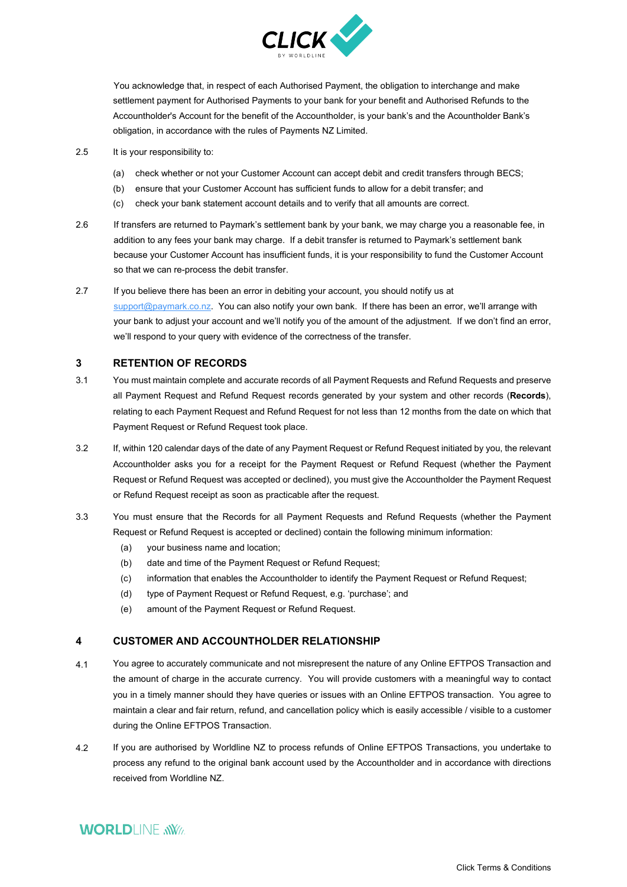You acknowledge that, in respect of each Authorised Payment, the obligation to interchange and make settlement payment for Authorised Payments to your bank for your benefit and Authorised Refunds to the Accountholder's Account for the benefit of the Accountholder, is your bank's and the Acountholder Bank's obligation, in accordance with the rules of Payments NZ Limited.

2.5 It is your responsibility to:

(a) check whether or not your Customer Account can accept debit and credit transfers through BECS;

(b) ensure that your Customer Account has sufficient funds to allow for a debit transfer; and

(c) check your bank statement account details and to verify that all amounts are correct.

2.6 If transfers are returned to Paymark's settlement bank by your bank, we may charge you a reasonable fee, in addition to any fees your bank may charge. If a debit transfer is returned to Paymark's settlement bank because your Customer Account has insufficient funds, it is your responsibility to fund the Customer Account so that we can re-process the debit transfer.

2.7 If you believe there has been an error in debiting your account, you should notify us at support@paymark.co.nz. You can also notify your own bank. If there has been an error, we'll arrange with your bank to adjust your account and we'll notify you of the amount of the adjustment. If we don't find an error, we'll respond to your query with evidence of the correctness of the transfer.

## 3 RETENTION OF RECORDS

3.1 You must maintain complete and accurate records of all Payment Requests and Refund Requests and preserve all Payment Request and Refund Request records generated by your system and other records (**Records**), relating to each Payment Request and Refund Request for not less than 12 months from the date on which that Payment Request or Refund Request took place.

3.2 If, within 120 calendar days of the date of any Payment Request or Refund Request initiated by you, the relevant Accountholder asks you for a receipt for the Payment Request or Refund Request (whether the Payment Request or Refund Request was accepted or declined), you must give the Accountholder the Payment Request or Refund Request receipt as soon as practicable after the request.

3.3 You must ensure that the Records for all Payment Requests and Refund Requests (whether the Payment Request or Refund Request is accepted or declined) contain the following minimum information:

(a) your business name and location;

(b) date and time of the Payment Request or Refund Request;

(c) information that enables the Accountholder to identify the Payment Request or Refund Request;

(d) type of Payment Request or Refund Request, e.g. 'purchase'; and

(e) amount of the Payment Request or Refund Request.

## 4 CUSTOMER AND ACCOUNTHOLDER RELATIONSHIP

4.1 You agree to accurately communicate and not misrepresent the nature of any Online EFTPOS Transaction and the amount of charge in the accurate currency. You will provide customers with a meaningful way to contact you in a timely manner should they have queries or issues with an Online EFTPOS transaction. You agree to maintain a clear and fair return, refund, and cancellation policy which is easily accessible / visible to a customer during the Online EFTPOS Transaction.

4.2 If you are authorised by Worldline NZ to process refunds of Online EFTPOS Transactions, you undertake to process any refund to the original bank account used by the Accountholder and in accordance with directions received from Worldline NZ.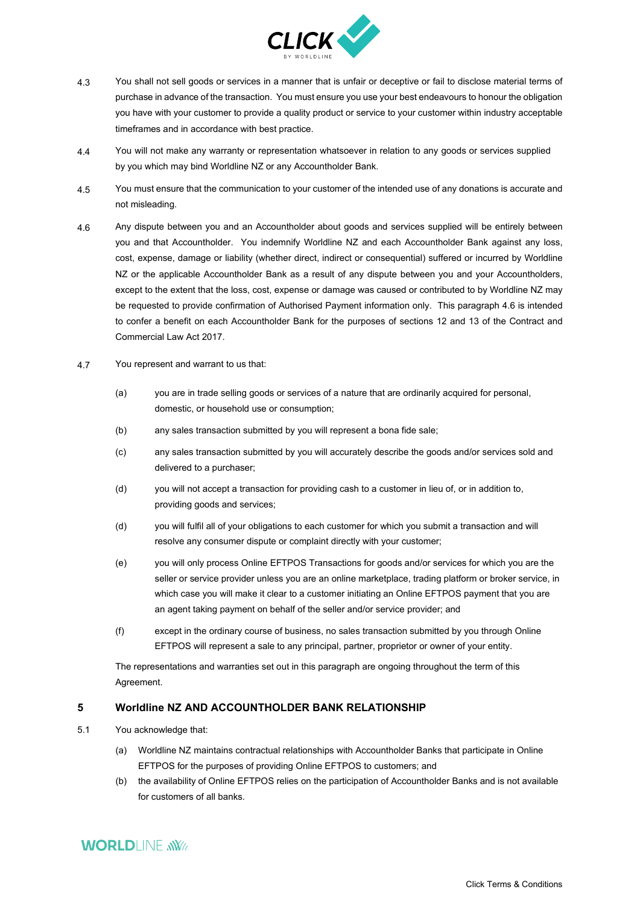4.3 You shall not sell goods or services in a manner that is unfair or deceptive or fail to disclose material terms of purchase in advance of the transaction. You must ensure you use your best endeavours to honour the obligation you have with your customer to provide a quality product or service to your customer within industry acceptable timeframes and in accordance with best practice.

4.4 You will not make any warranty or representation whatsoever in relation to any goods or services supplied by you which may bind Worldline NZ or any Accountholder Bank.

4.5 You must ensure that the communication to your customer of the intended use of any donations is accurate and not misleading.

4.6 Any dispute between you and an Accountholder about goods and services supplied will be entirely between you and that Accountholder. You indemnify Worldline NZ and each Accountholder Bank against any loss, cost, expense, damage or liability (whether direct, indirect or consequential) suffered or incurred by Worldline NZ or the applicable Accountholder Bank as a result of any dispute between you and your Accountholders, except to the extent that the loss, cost, expense or damage was caused or contributed to by Worldline NZ may be requested to provide confirmation of Authorised Payment information only. This paragraph 4.6 is intended to confer a benefit on each Accountholder Bank for the purposes of sections 12 and 13 of the Contract and Commercial Law Act 2017.

4.7 You represent and warrant to us that:

(a) you are in trade selling goods or services of a nature that are ordinarily acquired for personal, domestic, or household use or consumption;

(b) any sales transaction submitted by you will represent a bona fide sale;

(c) any sales transaction submitted by you will accurately describe the goods and/or services sold and delivered to a purchaser;

(d) you will not accept a transaction for providing cash to a customer in lieu of, or in addition to, providing goods and services;

(d) you will fulfil all of your obligations to each customer for which you submit a transaction and will resolve any consumer dispute or complaint directly with your customer;

(e) you will only process Online EFTPOS Transactions for goods and/or services for which you are the seller or service provider unless you are an online marketplace, trading platform or broker service, in which case you will make it clear to a customer initiating an Online EFTPOS payment that you are an agent taking payment on behalf of the seller and/or service provider; and

(f) except in the ordinary course of business, no sales transaction submitted by you through Online EFTPOS will represent a sale to any principal, partner, proprietor or owner of your entity.

The representations and warranties set out in this paragraph are ongoing throughout the term of this Agreement.

## 5 Worldline NZ AND ACCOUNTHOLDER BANK RELATIONSHIP

5.1 You acknowledge that:

(a) Worldline NZ maintains contractual relationships with Accountholder Banks that participate in Online EFTPOS for the purposes of providing Online EFTPOS to customers; and

(b) the availability of Online EFTPOS relies on the participation of Accountholder Banks and is not available for customers of all banks.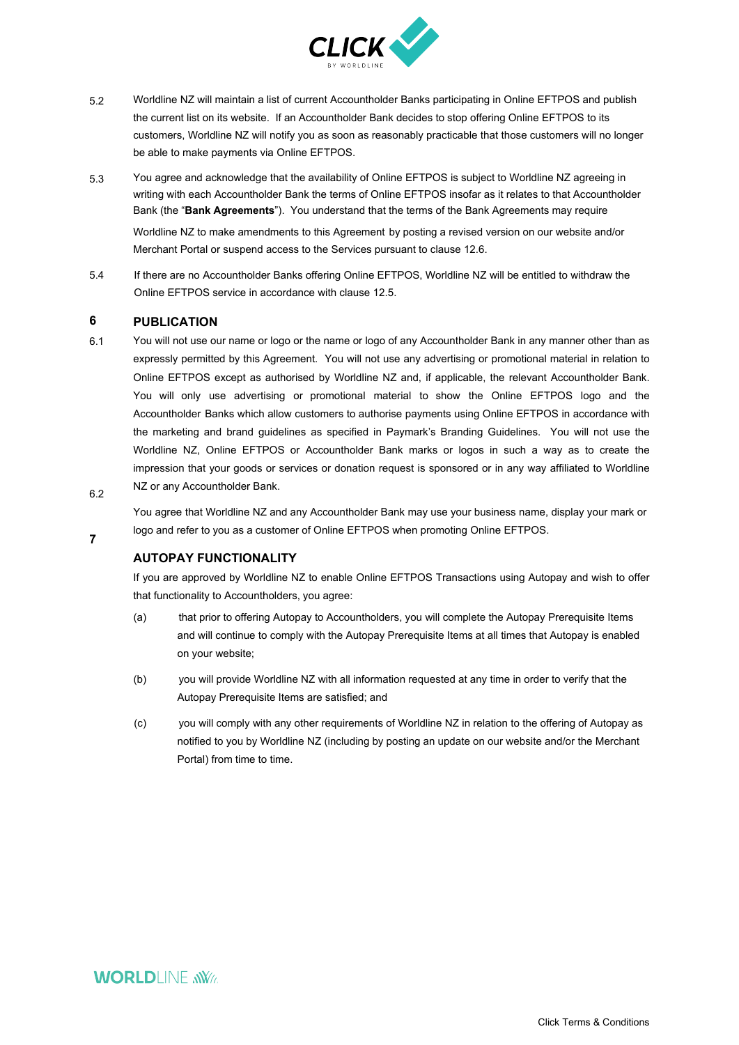5.2 Worldline NZ will maintain a list of current Accountholder Banks participating in Online EFTPOS and publish the current list on its website. If an Accountholder Bank decides to stop offering Online EFTPOS to its customers, Worldline NZ will notify you as soon as reasonably practicable that those customers will no longer be able to make payments via Online EFTPOS.

5.3 You agree and acknowledge that the availability of Online EFTPOS is subject to Worldline NZ agreeing in writing with each Accountholder Bank the terms of Online EFTPOS insofar as it relates to that Accountholder Bank (the "**Bank Agreements**"). You understand that the terms of the Bank Agreements may require Worldline NZ to make amendments to this Agreement by posting a revised version on our website and/or Merchant Portal or suspend access to the Services pursuant to clause 12.6.

5.4 If there are no Accountholder Banks offering Online EFTPOS, Worldline NZ will be entitled to withdraw the Online EFTPOS service in accordance with clause 12.5.

## 6 PUBLICATION

6.1 You will not use our name or logo or the name or logo of any Accountholder Bank in any manner other than as expressly permitted by this Agreement. You will not use any advertising or promotional material in relation to Online EFTPOS except as authorised by Worldline NZ and, if applicable, the relevant Accountholder Bank. You will only use advertising or promotional material to show the Online EFTPOS logo and the Accountholder Banks which allow customers to authorise payments using Online EFTPOS in accordance with the marketing and brand guidelines as specified in Paymark's Branding Guidelines. You will not use the Worldline NZ, Online EFTPOS or Accountholder Bank marks or logos in such a way as to create the impression that your goods or services or donation request is sponsored or in any way affiliated to Worldline NZ or any Accountholder Bank.

6.2 You agree that Worldline NZ and any Accountholder Bank may use your business name, display your mark or logo and refer to you as a customer of Online EFTPOS when promoting Online EFTPOS.

## 7 AUTOPAY FUNCTIONALITY

If you are approved by Worldline NZ to enable Online EFTPOS Transactions using Autopay and wish to offer that functionality to Accountholders, you agree:

(a) that prior to offering Autopay to Accountholders, you will complete the Autopay Prerequisite Items and will continue to comply with the Autopay Prerequisite Items at all times that Autopay is enabled on your website;

(b) you will provide Worldline NZ with all information requested at any time in order to verify that the Autopay Prerequisite Items are satisfied; and

(c) you will comply with any other requirements of Worldline NZ in relation to the offering of Autopay as notified to you by Worldline NZ (including by posting an update on our website and/or the Merchant Portal) from time to time.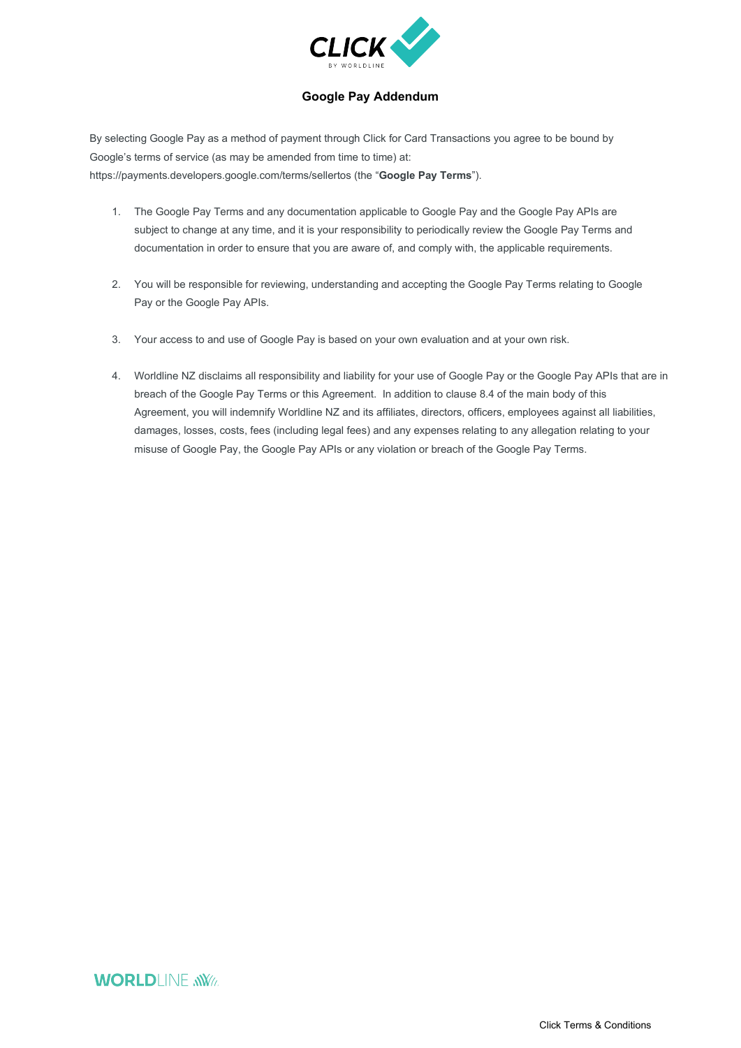# Google Pay Addendum

By selecting Google Pay as a method of payment through Click for Card Transactions you agree to be bound by Google's terms of service (as may be amended from time to time) at: https://payments.developers.google.com/terms/sellertos (the "**Google Pay Terms**").

1. The Google Pay Terms and any documentation applicable to Google Pay and the Google Pay APIs are subject to change at any time, and it is your responsibility to periodically review the Google Pay Terms and documentation in order to ensure that you are aware of, and comply with, the applicable requirements.

2. You will be responsible for reviewing, understanding and accepting the Google Pay Terms relating to Google Pay or the Google Pay APIs.

3. Your access to and use of Google Pay is based on your own evaluation and at your own risk.

4. Worldline NZ disclaims all responsibility and liability for your use of Google Pay or the Google Pay APIs that are in breach of the Google Pay Terms or this Agreement. In addition to clause 8.4 of the main body of this Agreement, you will indemnify Worldline NZ and its affiliates, directors, officers, employees against all liabilities, damages, losses, costs, fees (including legal fees) and any expenses relating to any allegation relating to your misuse of Google Pay, the Google Pay APIs or any violation or breach of the Google Pay Terms.